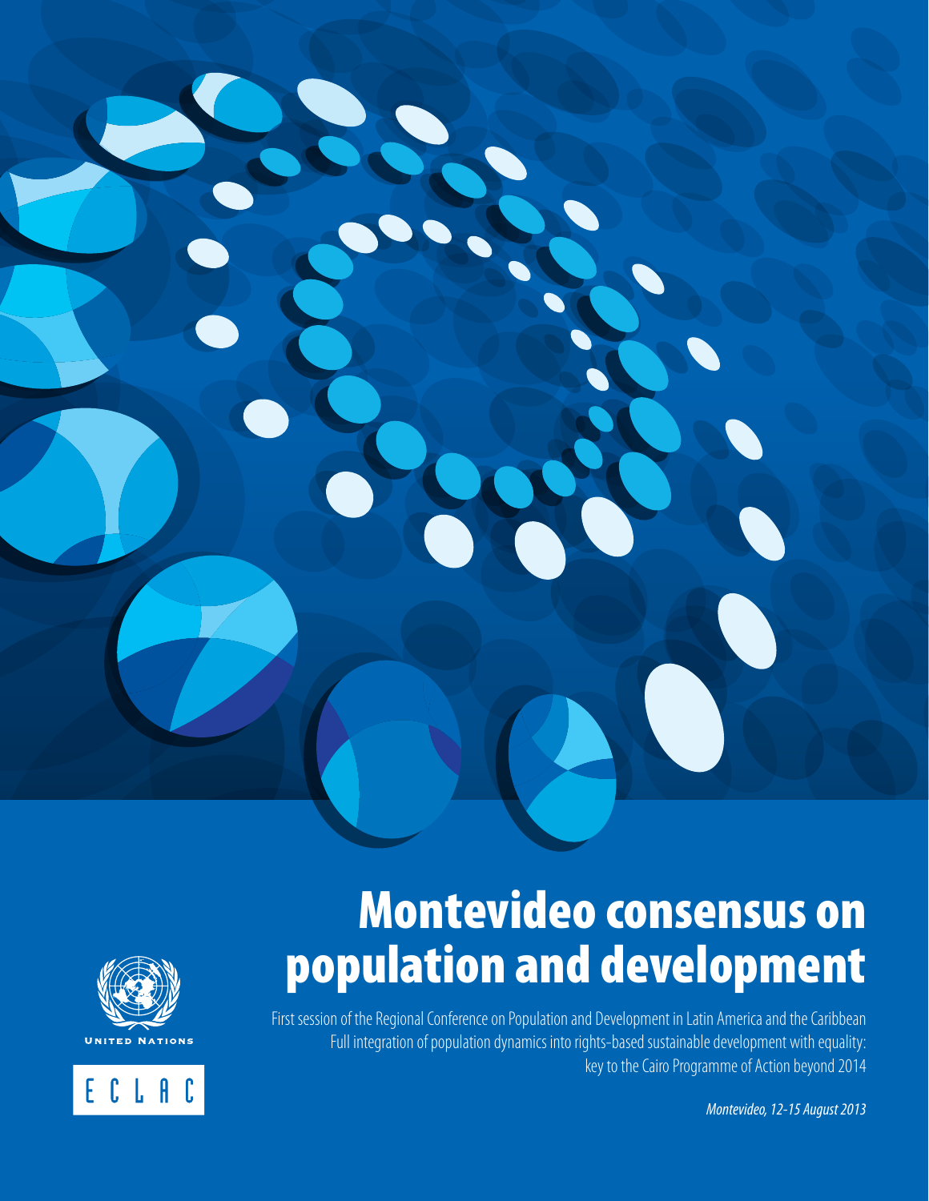# Montevideo consensus on population and development

First session of the Regional Conference on Population and Development in Latin America and the Caribbean
Full integration of population dynamics into rights-based sustainable development with equality: key to the Cairo Programme of Action beyond 2014

*Montevideo, 12-15 August 2013*

United Nations

ECLAC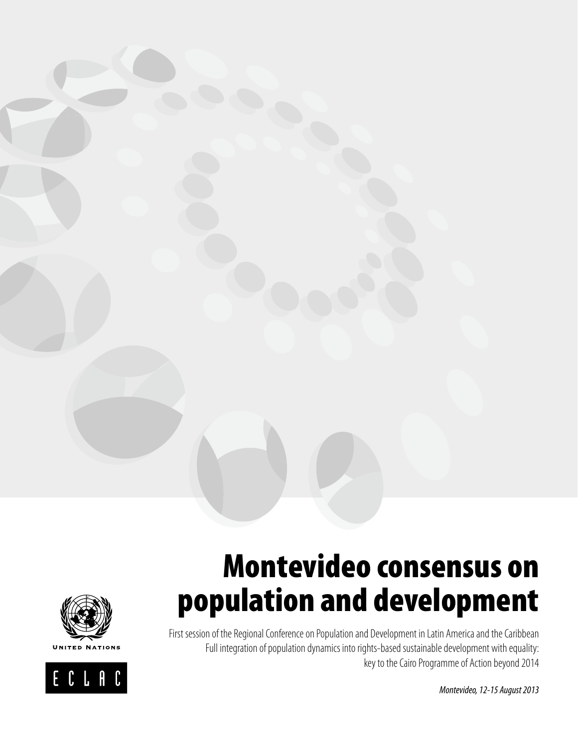# Montevideo consensus on population and development

First session of the Regional Conference on Population and Development in Latin America and the Caribbean
Full integration of population dynamics into rights-based sustainable development with equality: key to the Cairo Programme of Action beyond 2014

*Montevideo, 12-15 August 2013*

United Nations

ECLAC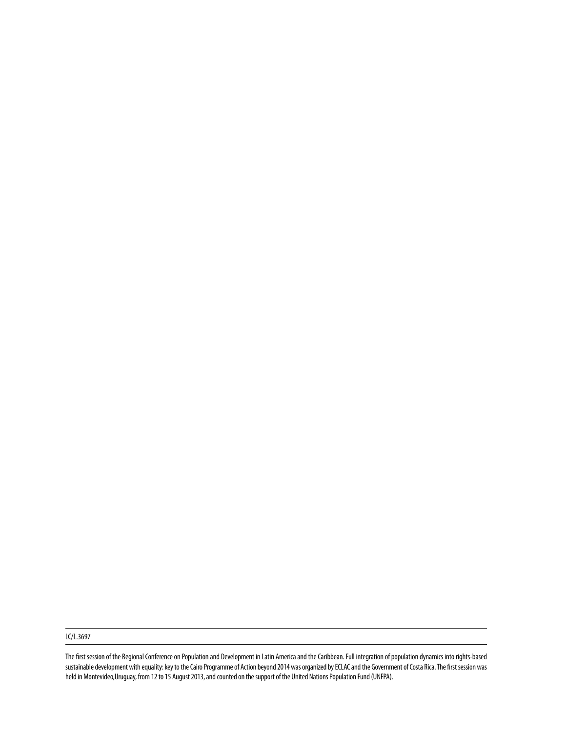LC/L.3697

The first session of the Regional Conference on Population and Development in Latin America and the Caribbean. Full integration of population dynamics into rights-based sustainable development with equality: key to the Cairo Programme of Action beyond 2014 was organized by ECLAC and the Government of Costa Rica. The first session was held in Montevideo,Uruguay, from 12 to 15 August 2013, and counted on the support of the United Nations Population Fund (UNFPA).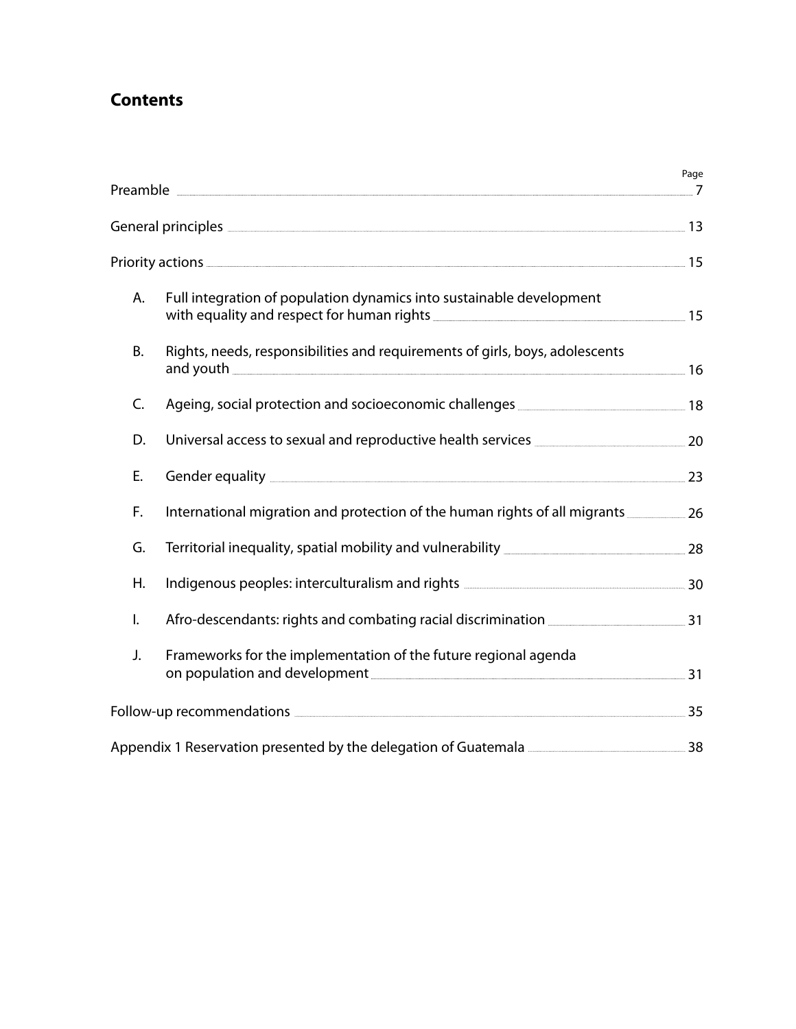## Contents

| | | Page |
|---|---|---|
| Preamble | | 7 |
| General principles | | 13 |
| Priority actions | | 15 |
| A. | Full integration of population dynamics into sustainable development with equality and respect for human rights | 15 |
| B. | Rights, needs, responsibilities and requirements of girls, boys, adolescents and youth | 16 |
| C. | Ageing, social protection and socioeconomic challenges | 18 |
| D. | Universal access to sexual and reproductive health services | 20 |
| E. | Gender equality | 23 |
| F. | International migration and protection of the human rights of all migrants | 26 |
| G. | Territorial inequality, spatial mobility and vulnerability | 28 |
| H. | Indigenous peoples: interculturalism and rights | 30 |
| I. | Afro-descendants: rights and combating racial discrimination | 31 |
| J. | Frameworks for the implementation of the future regional agenda on population and development | 31 |
| Follow-up recommendations | | 35 |
| Appendix 1 Reservation presented by the delegation of Guatemala | | 38 |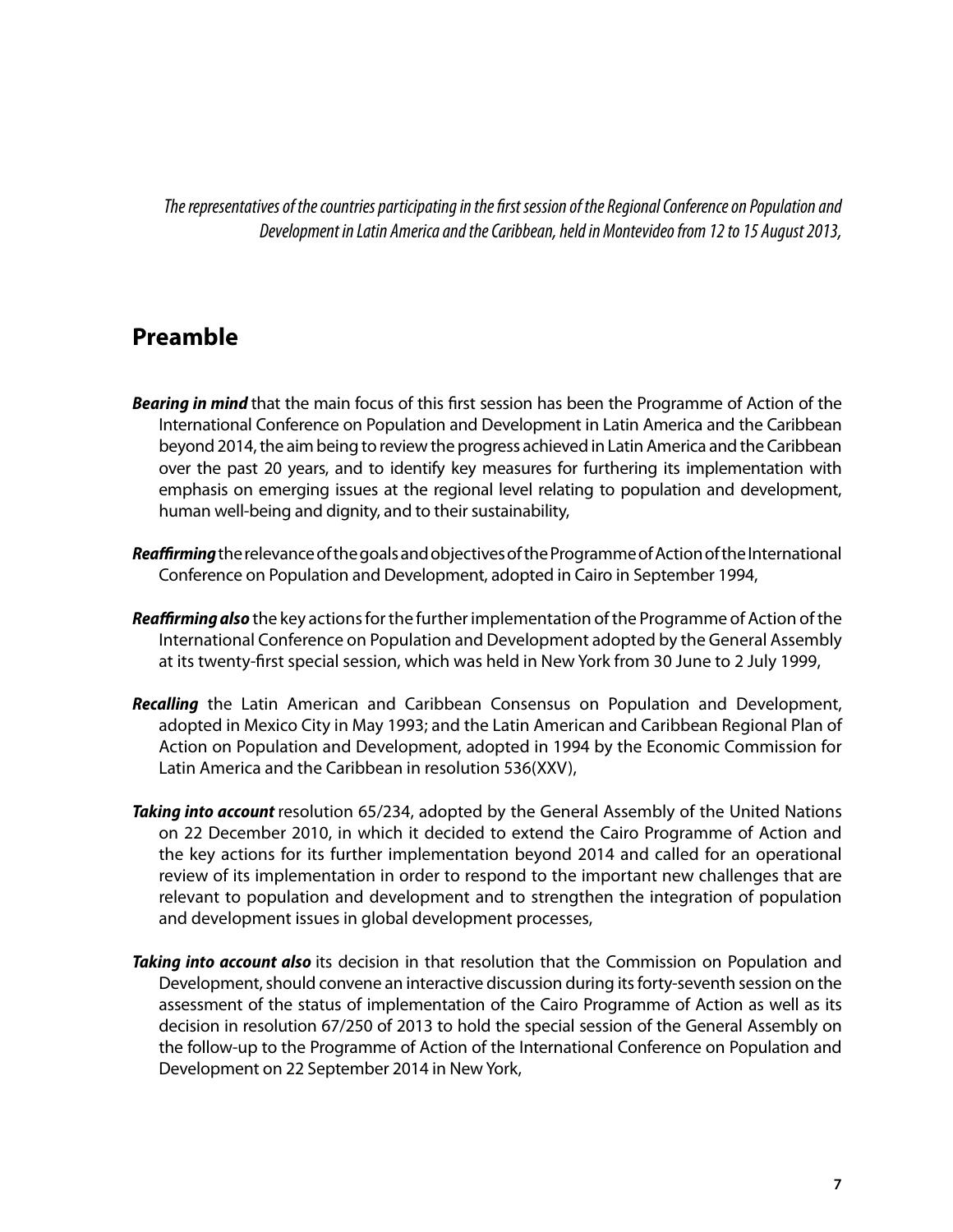*The representatives of the countries participating in the first session of the Regional Conference on Population and Development in Latin America and the Caribbean, held in Montevideo from 12 to 15 August 2013,*

## Preamble

***Bearing in mind*** that the main focus of this first session has been the Programme of Action of the International Conference on Population and Development in Latin America and the Caribbean beyond 2014, the aim being to review the progress achieved in Latin America and the Caribbean over the past 20 years, and to identify key measures for furthering its implementation with emphasis on emerging issues at the regional level relating to population and development, human well-being and dignity, and to their sustainability,

***Reaffirming*** the relevance of the goals and objectives of the Programme of Action of the International Conference on Population and Development, adopted in Cairo in September 1994,

***Reaffirming also*** the key actions for the further implementation of the Programme of Action of the International Conference on Population and Development adopted by the General Assembly at its twenty-first special session, which was held in New York from 30 June to 2 July 1999,

***Recalling*** the Latin American and Caribbean Consensus on Population and Development, adopted in Mexico City in May 1993; and the Latin American and Caribbean Regional Plan of Action on Population and Development, adopted in 1994 by the Economic Commission for Latin America and the Caribbean in resolution 536(XXV),

***Taking into account*** resolution 65/234, adopted by the General Assembly of the United Nations on 22 December 2010, in which it decided to extend the Cairo Programme of Action and the key actions for its further implementation beyond 2014 and called for an operational review of its implementation in order to respond to the important new challenges that are relevant to population and development and to strengthen the integration of population and development issues in global development processes,

***Taking into account also*** its decision in that resolution that the Commission on Population and Development, should convene an interactive discussion during its forty-seventh session on the assessment of the status of implementation of the Cairo Programme of Action as well as its decision in resolution 67/250 of 2013 to hold the special session of the General Assembly on the follow-up to the Programme of Action of the International Conference on Population and Development on 22 September 2014 in New York,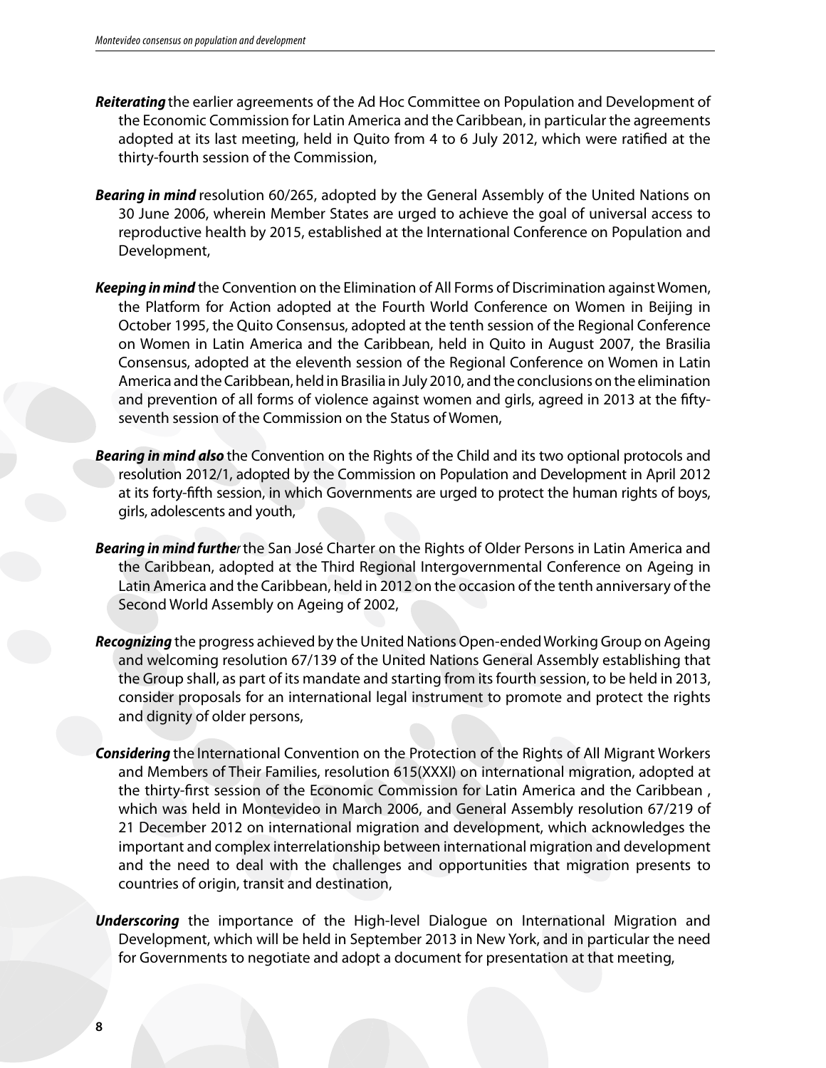***Reiterating*** the earlier agreements of the Ad Hoc Committee on Population and Development of the Economic Commission for Latin America and the Caribbean, in particular the agreements adopted at its last meeting, held in Quito from 4 to 6 July 2012, which were ratified at the thirty-fourth session of the Commission,

***Bearing in mind*** resolution 60/265, adopted by the General Assembly of the United Nations on 30 June 2006, wherein Member States are urged to achieve the goal of universal access to reproductive health by 2015, established at the International Conference on Population and Development,

***Keeping in mind*** the Convention on the Elimination of All Forms of Discrimination against Women, the Platform for Action adopted at the Fourth World Conference on Women in Beijing in October 1995, the Quito Consensus, adopted at the tenth session of the Regional Conference on Women in Latin America and the Caribbean, held in Quito in August 2007, the Brasilia Consensus, adopted at the eleventh session of the Regional Conference on Women in Latin America and the Caribbean, held in Brasilia in July 2010, and the conclusions on the elimination and prevention of all forms of violence against women and girls, agreed in 2013 at the fifty-seventh session of the Commission on the Status of Women,

***Bearing in mind also*** the Convention on the Rights of the Child and its two optional protocols and resolution 2012/1, adopted by the Commission on Population and Development in April 2012 at its forty-fifth session, in which Governments are urged to protect the human rights of boys, girls, adolescents and youth,

***Bearing in mind further*** the San José Charter on the Rights of Older Persons in Latin America and the Caribbean, adopted at the Third Regional Intergovernmental Conference on Ageing in Latin America and the Caribbean, held in 2012 on the occasion of the tenth anniversary of the Second World Assembly on Ageing of 2002,

***Recognizing*** the progress achieved by the United Nations Open-ended Working Group on Ageing and welcoming resolution 67/139 of the United Nations General Assembly establishing that the Group shall, as part of its mandate and starting from its fourth session, to be held in 2013, consider proposals for an international legal instrument to promote and protect the rights and dignity of older persons,

***Considering*** the International Convention on the Protection of the Rights of All Migrant Workers and Members of Their Families, resolution 615(XXXI) on international migration, adopted at the thirty-first session of the Economic Commission for Latin America and the Caribbean , which was held in Montevideo in March 2006, and General Assembly resolution 67/219 of 21 December 2012 on international migration and development, which acknowledges the important and complex interrelationship between international migration and development and the need to deal with the challenges and opportunities that migration presents to countries of origin, transit and destination,

***Underscoring*** the importance of the High-level Dialogue on International Migration and Development, which will be held in September 2013 in New York, and in particular the need for Governments to negotiate and adopt a document for presentation at that meeting,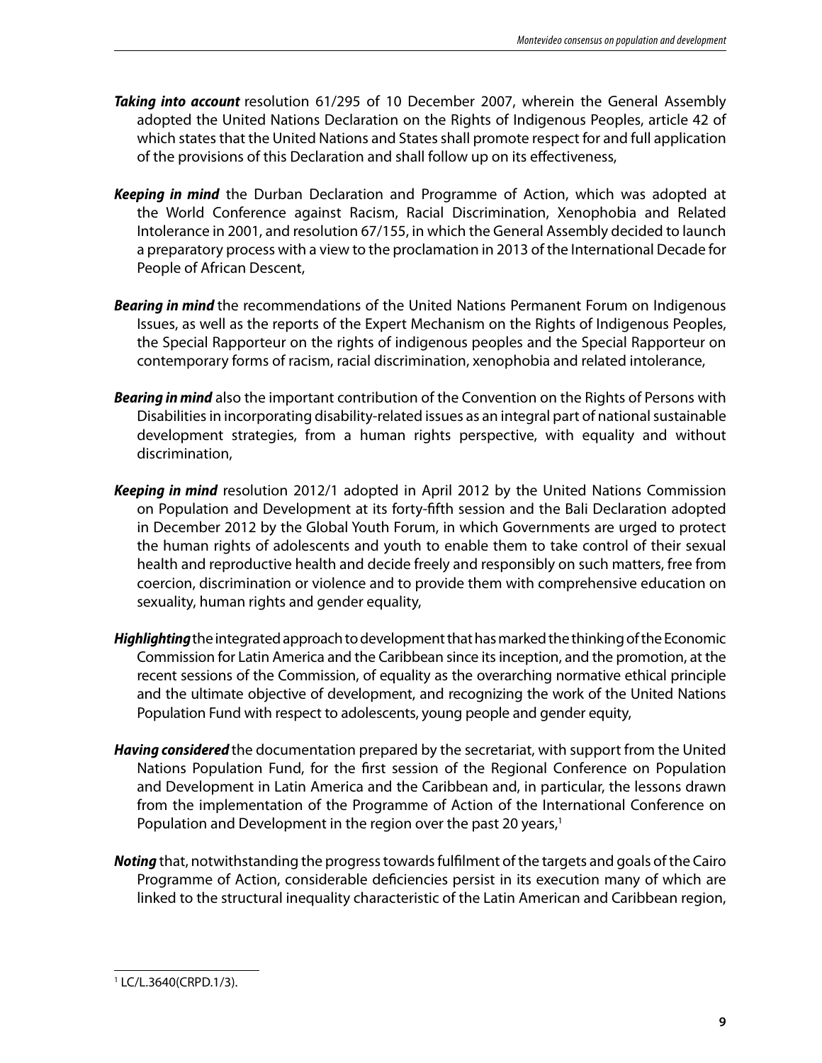***Taking into account*** resolution 61/295 of 10 December 2007, wherein the General Assembly adopted the United Nations Declaration on the Rights of Indigenous Peoples, article 42 of which states that the United Nations and States shall promote respect for and full application of the provisions of this Declaration and shall follow up on its effectiveness,

***Keeping in mind*** the Durban Declaration and Programme of Action, which was adopted at the World Conference against Racism, Racial Discrimination, Xenophobia and Related Intolerance in 2001, and resolution 67/155, in which the General Assembly decided to launch a preparatory process with a view to the proclamation in 2013 of the International Decade for People of African Descent,

***Bearing in mind*** the recommendations of the United Nations Permanent Forum on Indigenous Issues, as well as the reports of the Expert Mechanism on the Rights of Indigenous Peoples, the Special Rapporteur on the rights of indigenous peoples and the Special Rapporteur on contemporary forms of racism, racial discrimination, xenophobia and related intolerance,

***Bearing in mind*** also the important contribution of the Convention on the Rights of Persons with Disabilities in incorporating disability-related issues as an integral part of national sustainable development strategies, from a human rights perspective, with equality and without discrimination,

***Keeping in mind*** resolution 2012/1 adopted in April 2012 by the United Nations Commission on Population and Development at its forty-fifth session and the Bali Declaration adopted in December 2012 by the Global Youth Forum, in which Governments are urged to protect the human rights of adolescents and youth to enable them to take control of their sexual health and reproductive health and decide freely and responsibly on such matters, free from coercion, discrimination or violence and to provide them with comprehensive education on sexuality, human rights and gender equality,

***Highlighting*** the integrated approach to development that has marked the thinking of the Economic Commission for Latin America and the Caribbean since its inception, and the promotion, at the recent sessions of the Commission, of equality as the overarching normative ethical principle and the ultimate objective of development, and recognizing the work of the United Nations Population Fund with respect to adolescents, young people and gender equity,

***Having considered*** the documentation prepared by the secretariat, with support from the United Nations Population Fund, for the first session of the Regional Conference on Population and Development in Latin America and the Caribbean and, in particular, the lessons drawn from the implementation of the Programme of Action of the International Conference on Population and Development in the region over the past 20 years,[1]

***Noting*** that, notwithstanding the progress towards fulfilment of the targets and goals of the Cairo Programme of Action, considerable deficiencies persist in its execution many of which are linked to the structural inequality characteristic of the Latin American and Caribbean region,

---

[1] LC/L.3640(CRPD.1/3).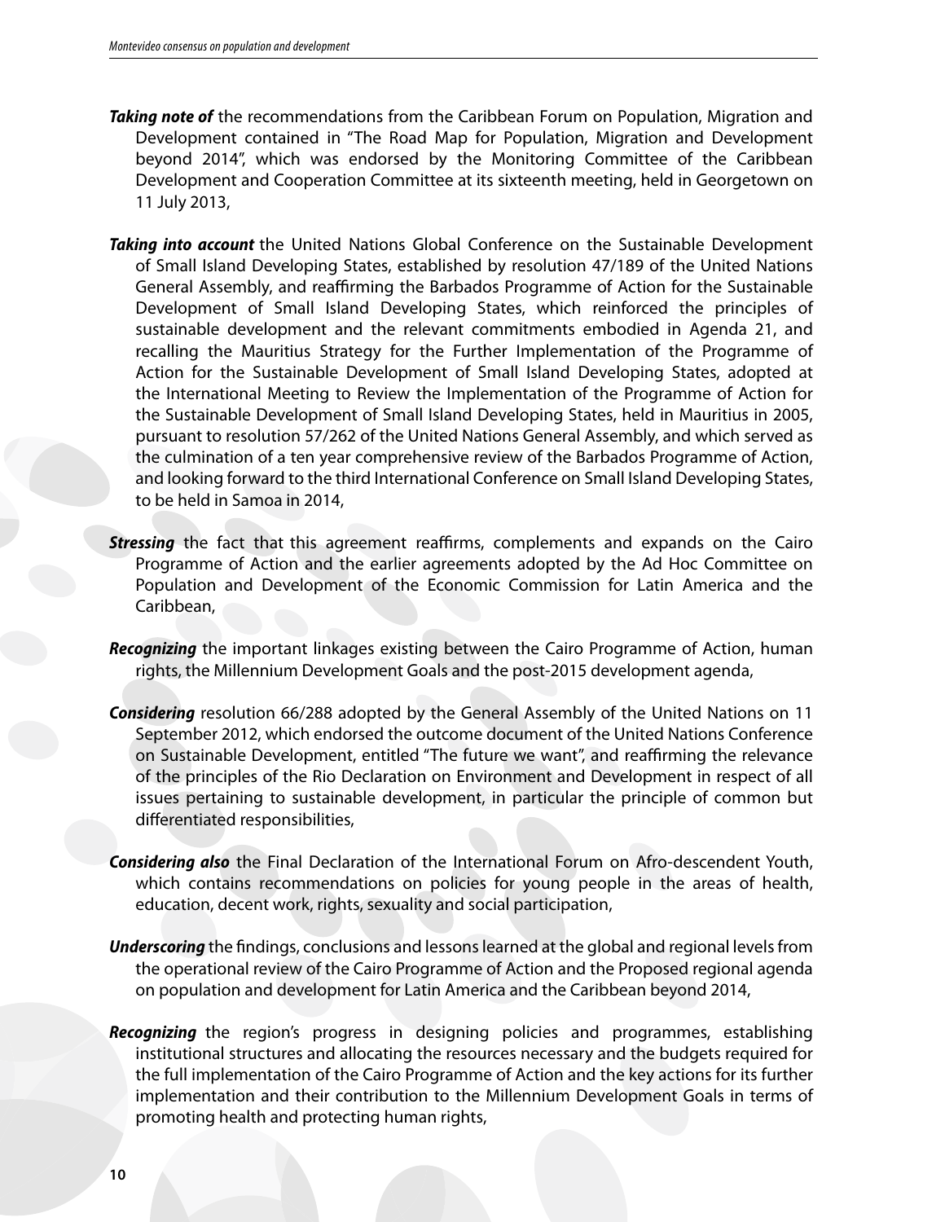***Taking note of*** the recommendations from the Caribbean Forum on Population, Migration and Development contained in "The Road Map for Population, Migration and Development beyond 2014", which was endorsed by the Monitoring Committee of the Caribbean Development and Cooperation Committee at its sixteenth meeting, held in Georgetown on 11 July 2013,

***Taking into account*** the United Nations Global Conference on the Sustainable Development of Small Island Developing States, established by resolution 47/189 of the United Nations General Assembly, and reaffirming the Barbados Programme of Action for the Sustainable Development of Small Island Developing States, which reinforced the principles of sustainable development and the relevant commitments embodied in Agenda 21, and recalling the Mauritius Strategy for the Further Implementation of the Programme of Action for the Sustainable Development of Small Island Developing States, adopted at the International Meeting to Review the Implementation of the Programme of Action for the Sustainable Development of Small Island Developing States, held in Mauritius in 2005, pursuant to resolution 57/262 of the United Nations General Assembly, and which served as the culmination of a ten year comprehensive review of the Barbados Programme of Action, and looking forward to the third International Conference on Small Island Developing States, to be held in Samoa in 2014,

***Stressing*** the fact that this agreement reaffirms, complements and expands on the Cairo Programme of Action and the earlier agreements adopted by the Ad Hoc Committee on Population and Development of the Economic Commission for Latin America and the Caribbean,

***Recognizing*** the important linkages existing between the Cairo Programme of Action, human rights, the Millennium Development Goals and the post-2015 development agenda,

***Considering*** resolution 66/288 adopted by the General Assembly of the United Nations on 11 September 2012, which endorsed the outcome document of the United Nations Conference on Sustainable Development, entitled "The future we want", and reaffirming the relevance of the principles of the Rio Declaration on Environment and Development in respect of all issues pertaining to sustainable development, in particular the principle of common but differentiated responsibilities,

***Considering also*** the Final Declaration of the International Forum on Afro-descendent Youth, which contains recommendations on policies for young people in the areas of health, education, decent work, rights, sexuality and social participation,

***Underscoring*** the findings, conclusions and lessons learned at the global and regional levels from the operational review of the Cairo Programme of Action and the Proposed regional agenda on population and development for Latin America and the Caribbean beyond 2014,

***Recognizing*** the region's progress in designing policies and programmes, establishing institutional structures and allocating the resources necessary and the budgets required for the full implementation of the Cairo Programme of Action and the key actions for its further implementation and their contribution to the Millennium Development Goals in terms of promoting health and protecting human rights,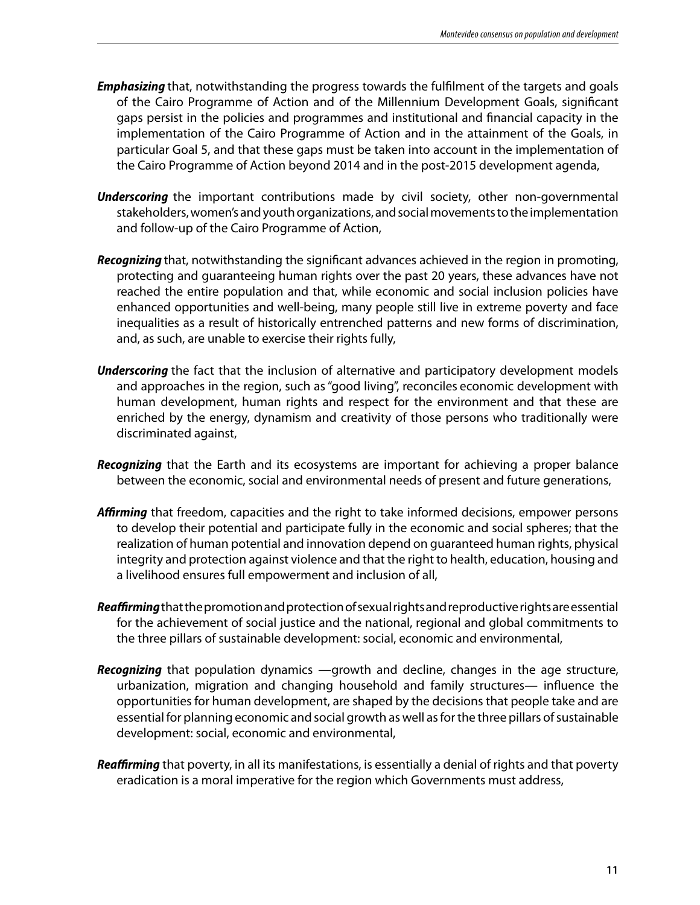***Emphasizing*** that, notwithstanding the progress towards the fulfilment of the targets and goals of the Cairo Programme of Action and of the Millennium Development Goals, significant gaps persist in the policies and programmes and institutional and financial capacity in the implementation of the Cairo Programme of Action and in the attainment of the Goals, in particular Goal 5, and that these gaps must be taken into account in the implementation of the Cairo Programme of Action beyond 2014 and in the post-2015 development agenda,

***Underscoring*** the important contributions made by civil society, other non-governmental stakeholders, women's and youth organizations, and social movements to the implementation and follow-up of the Cairo Programme of Action,

***Recognizing*** that, notwithstanding the significant advances achieved in the region in promoting, protecting and guaranteeing human rights over the past 20 years, these advances have not reached the entire population and that, while economic and social inclusion policies have enhanced opportunities and well-being, many people still live in extreme poverty and face inequalities as a result of historically entrenched patterns and new forms of discrimination, and, as such, are unable to exercise their rights fully,

***Underscoring*** the fact that the inclusion of alternative and participatory development models and approaches in the region, such as "good living", reconciles economic development with human development, human rights and respect for the environment and that these are enriched by the energy, dynamism and creativity of those persons who traditionally were discriminated against,

***Recognizing*** that the Earth and its ecosystems are important for achieving a proper balance between the economic, social and environmental needs of present and future generations,

***Affirming*** that freedom, capacities and the right to take informed decisions, empower persons to develop their potential and participate fully in the economic and social spheres; that the realization of human potential and innovation depend on guaranteed human rights, physical integrity and protection against violence and that the right to health, education, housing and a livelihood ensures full empowerment and inclusion of all,

***Reaffirming*** that the promotion and protection of sexual rights and reproductive rights are essential for the achievement of social justice and the national, regional and global commitments to the three pillars of sustainable development: social, economic and environmental,

***Recognizing*** that population dynamics —growth and decline, changes in the age structure, urbanization, migration and changing household and family structures— influence the opportunities for human development, are shaped by the decisions that people take and are essential for planning economic and social growth as well as for the three pillars of sustainable development: social, economic and environmental,

***Reaffirming*** that poverty, in all its manifestations, is essentially a denial of rights and that poverty eradication is a moral imperative for the region which Governments must address,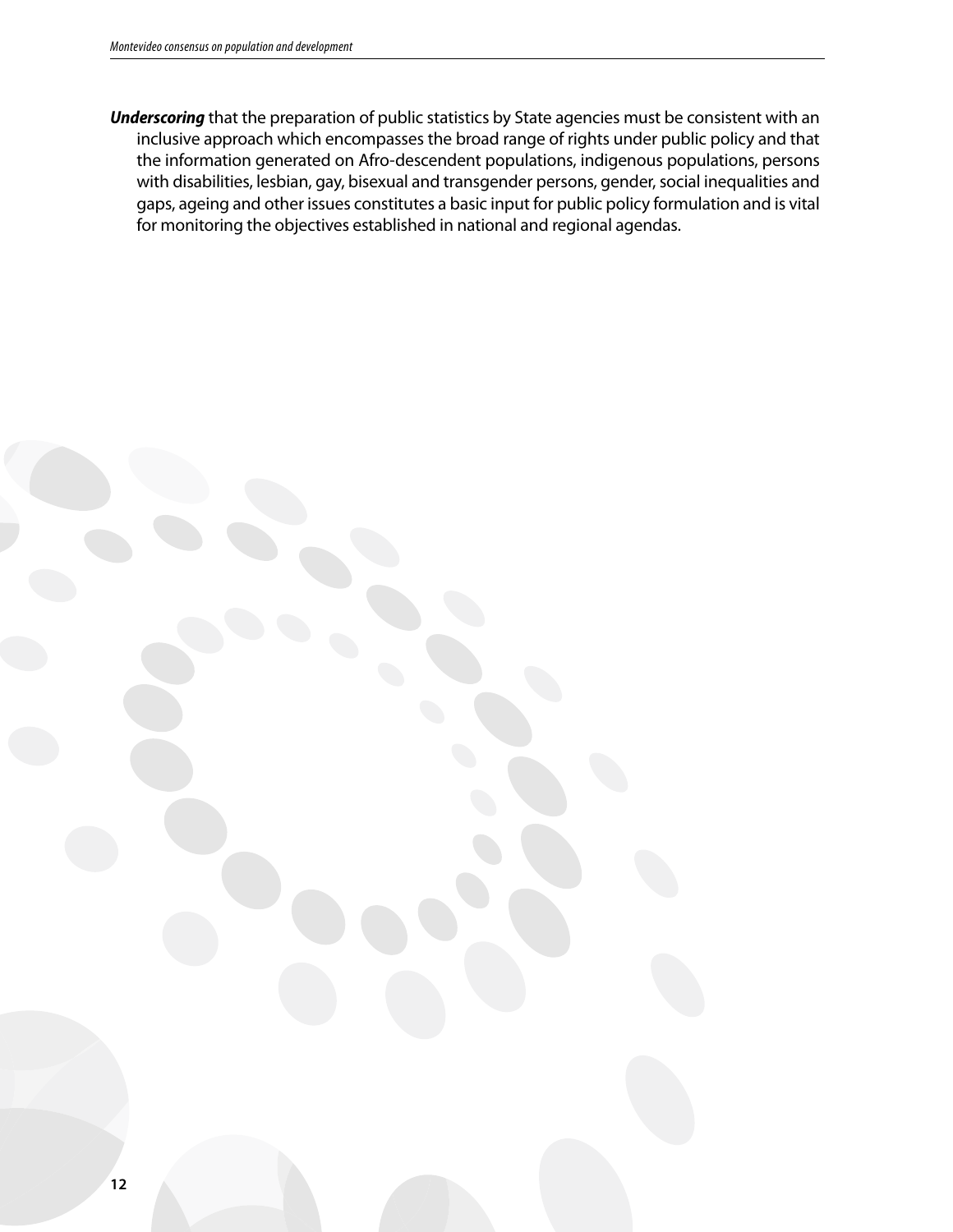***Underscoring*** that the preparation of public statistics by State agencies must be consistent with an inclusive approach which encompasses the broad range of rights under public policy and that the information generated on Afro-descendent populations, indigenous populations, persons with disabilities, lesbian, gay, bisexual and transgender persons, gender, social inequalities and gaps, ageing and other issues constitutes a basic input for public policy formulation and is vital for monitoring the objectives established in national and regional agendas.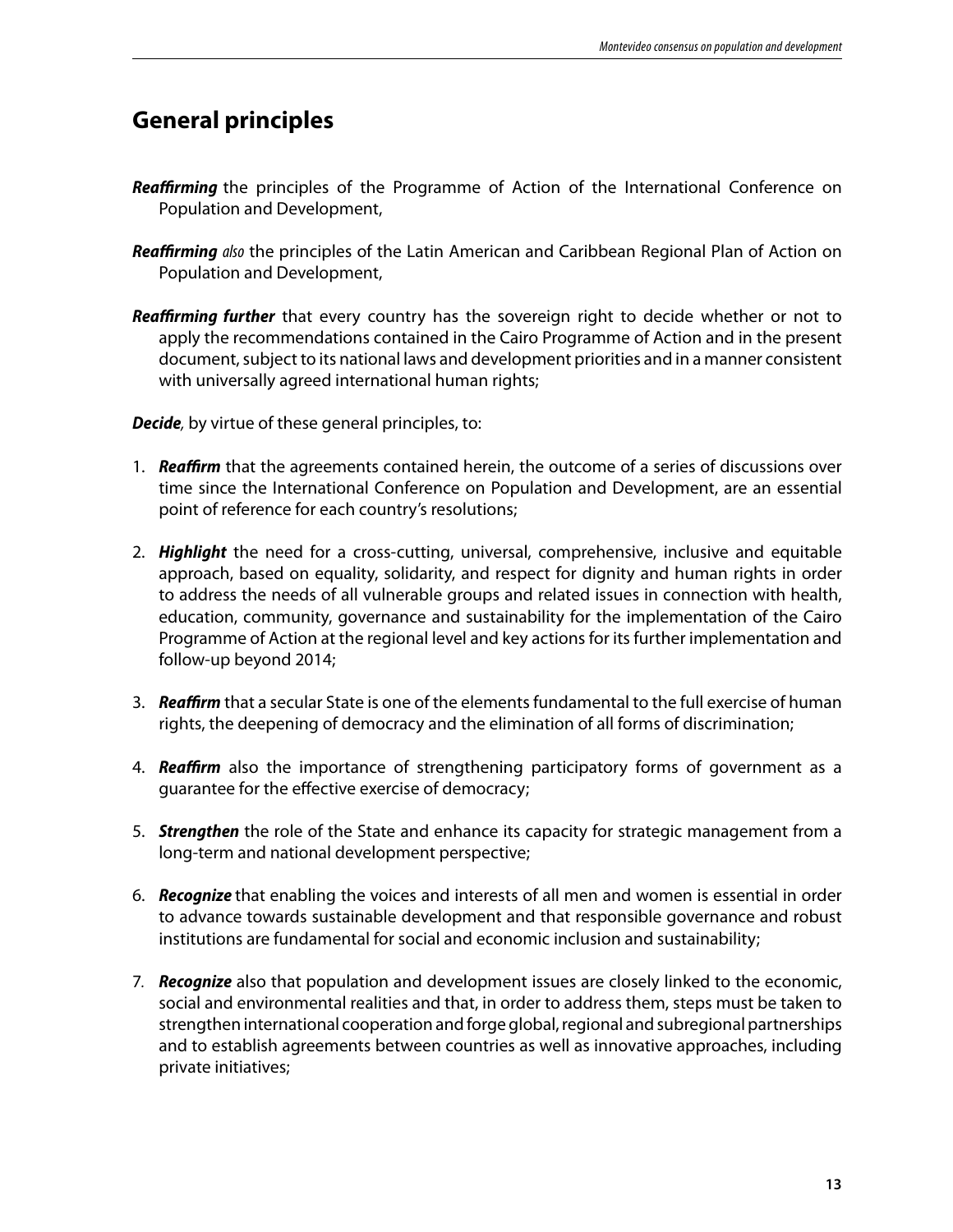## General principles

***Reaffirming*** the principles of the Programme of Action of the International Conference on Population and Development,

***Reaffirming*** *also* the principles of the Latin American and Caribbean Regional Plan of Action on Population and Development,

***Reaffirming further*** that every country has the sovereign right to decide whether or not to apply the recommendations contained in the Cairo Programme of Action and in the present document, subject to its national laws and development priorities and in a manner consistent with universally agreed international human rights;

***Decide****,* by virtue of these general principles, to:

1. ***Reaffirm*** that the agreements contained herein, the outcome of a series of discussions over time since the International Conference on Population and Development, are an essential point of reference for each country's resolutions;

2. ***Highlight*** the need for a cross-cutting, universal, comprehensive, inclusive and equitable approach, based on equality, solidarity, and respect for dignity and human rights in order to address the needs of all vulnerable groups and related issues in connection with health, education, community, governance and sustainability for the implementation of the Cairo Programme of Action at the regional level and key actions for its further implementation and follow-up beyond 2014;

3. ***Reaffirm*** that a secular State is one of the elements fundamental to the full exercise of human rights, the deepening of democracy and the elimination of all forms of discrimination;

4. ***Reaffirm*** also the importance of strengthening participatory forms of government as a guarantee for the effective exercise of democracy;

5. ***Strengthen*** the role of the State and enhance its capacity for strategic management from a long-term and national development perspective;

6. ***Recognize*** that enabling the voices and interests of all men and women is essential in order to advance towards sustainable development and that responsible governance and robust institutions are fundamental for social and economic inclusion and sustainability;

7. ***Recognize*** also that population and development issues are closely linked to the economic, social and environmental realities and that, in order to address them, steps must be taken to strengthen international cooperation and forge global, regional and subregional partnerships and to establish agreements between countries as well as innovative approaches, including private initiatives;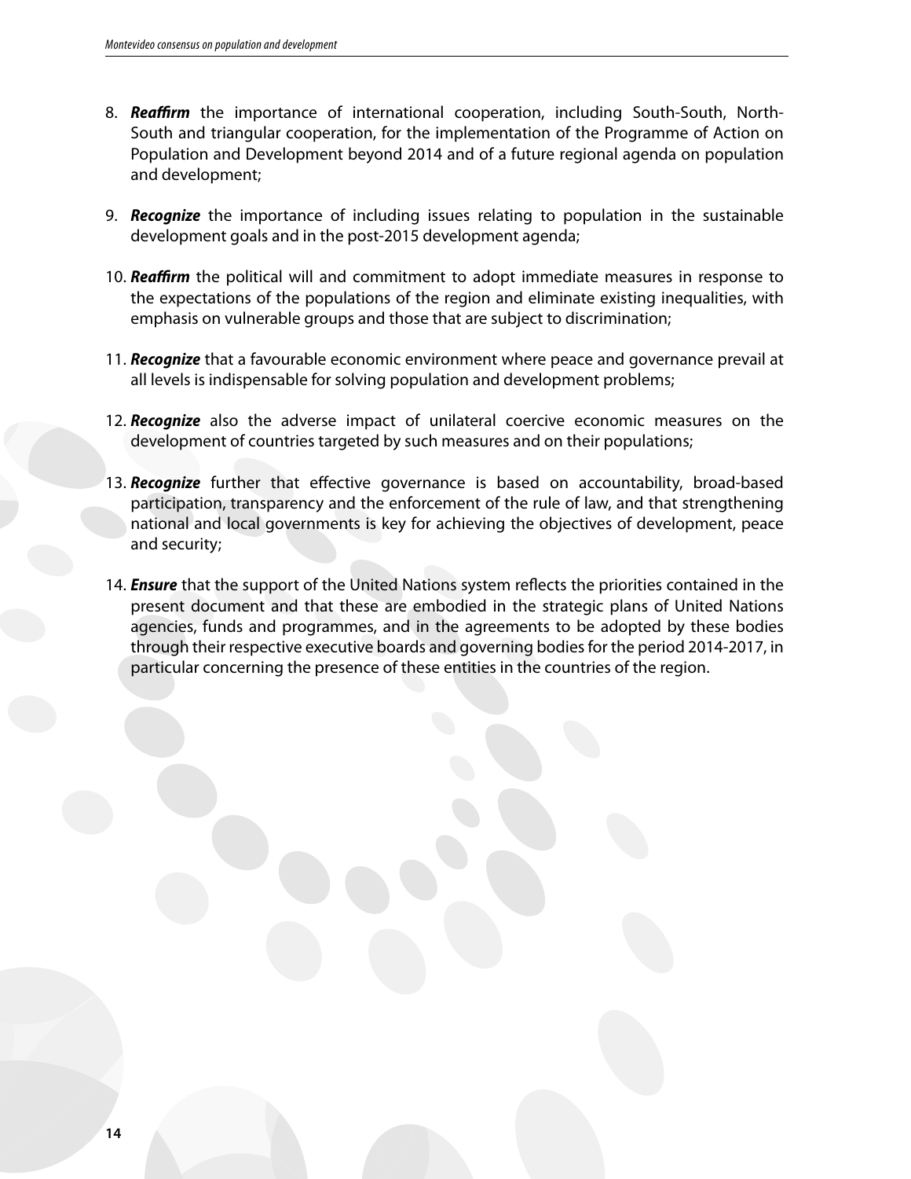8. ***Reaffirm*** the importance of international cooperation, including South-South, North-South and triangular cooperation, for the implementation of the Programme of Action on Population and Development beyond 2014 and of a future regional agenda on population and development;

9. ***Recognize*** the importance of including issues relating to population in the sustainable development goals and in the post-2015 development agenda;

10. ***Reaffirm*** the political will and commitment to adopt immediate measures in response to the expectations of the populations of the region and eliminate existing inequalities, with emphasis on vulnerable groups and those that are subject to discrimination;

11. ***Recognize*** that a favourable economic environment where peace and governance prevail at all levels is indispensable for solving population and development problems;

12. ***Recognize*** also the adverse impact of unilateral coercive economic measures on the development of countries targeted by such measures and on their populations;

13. ***Recognize*** further that effective governance is based on accountability, broad-based participation, transparency and the enforcement of the rule of law, and that strengthening national and local governments is key for achieving the objectives of development, peace and security;

14. ***Ensure*** that the support of the United Nations system reflects the priorities contained in the present document and that these are embodied in the strategic plans of United Nations agencies, funds and programmes, and in the agreements to be adopted by these bodies through their respective executive boards and governing bodies for the period 2014-2017, in particular concerning the presence of these entities in the countries of the region.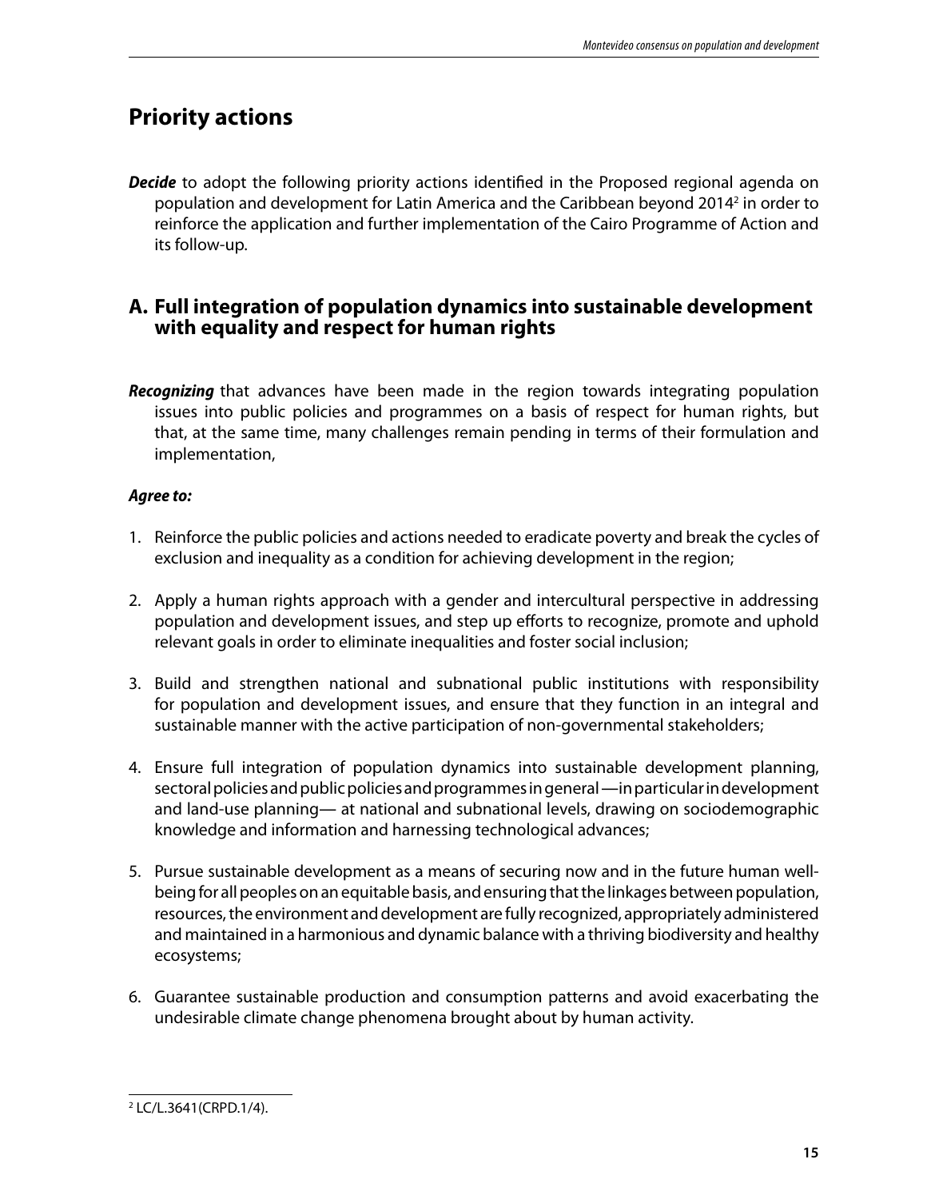## Priority actions

***Decide*** to adopt the following priority actions identified in the Proposed regional agenda on population and development for Latin America and the Caribbean beyond 2014[2] in order to reinforce the application and further implementation of the Cairo Programme of Action and its follow-up.

### A. Full integration of population dynamics into sustainable development with equality and respect for human rights

***Recognizing*** that advances have been made in the region towards integrating population issues into public policies and programmes on a basis of respect for human rights, but that, at the same time, many challenges remain pending in terms of their formulation and implementation,

***Agree to:***

1. Reinforce the public policies and actions needed to eradicate poverty and break the cycles of exclusion and inequality as a condition for achieving development in the region;

2. Apply a human rights approach with a gender and intercultural perspective in addressing population and development issues, and step up efforts to recognize, promote and uphold relevant goals in order to eliminate inequalities and foster social inclusion;

3. Build and strengthen national and subnational public institutions with responsibility for population and development issues, and ensure that they function in an integral and sustainable manner with the active participation of non-governmental stakeholders;

4. Ensure full integration of population dynamics into sustainable development planning, sectoral policies and public policies and programmes in general —in particular in development and land-use planning— at national and subnational levels, drawing on sociodemographic knowledge and information and harnessing technological advances;

5. Pursue sustainable development as a means of securing now and in the future human well-being for all peoples on an equitable basis, and ensuring that the linkages between population, resources, the environment and development are fully recognized, appropriately administered and maintained in a harmonious and dynamic balance with a thriving biodiversity and healthy ecosystems;

6. Guarantee sustainable production and consumption patterns and avoid exacerbating the undesirable climate change phenomena brought about by human activity.

---

[2] LC/L.3641(CRPD.1/4).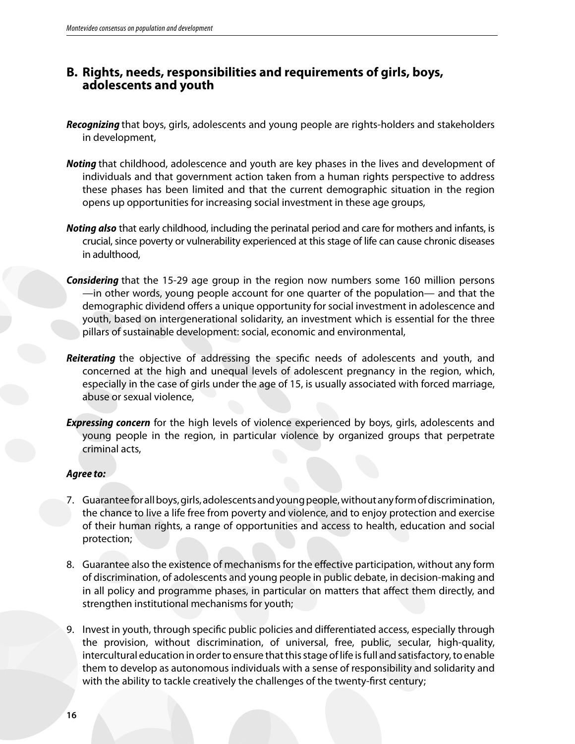## B. Rights, needs, responsibilities and requirements of girls, boys, adolescents and youth

***Recognizing*** that boys, girls, adolescents and young people are rights-holders and stakeholders in development,

***Noting*** that childhood, adolescence and youth are key phases in the lives and development of individuals and that government action taken from a human rights perspective to address these phases has been limited and that the current demographic situation in the region opens up opportunities for increasing social investment in these age groups,

***Noting also*** that early childhood, including the perinatal period and care for mothers and infants, is crucial, since poverty or vulnerability experienced at this stage of life can cause chronic diseases in adulthood,

***Considering*** that the 15-29 age group in the region now numbers some 160 million persons —in other words, young people account for one quarter of the population— and that the demographic dividend offers a unique opportunity for social investment in adolescence and youth, based on intergenerational solidarity, an investment which is essential for the three pillars of sustainable development: social, economic and environmental,

***Reiterating*** the objective of addressing the specific needs of adolescents and youth, and concerned at the high and unequal levels of adolescent pregnancy in the region, which, especially in the case of girls under the age of 15, is usually associated with forced marriage, abuse or sexual violence,

***Expressing concern*** for the high levels of violence experienced by boys, girls, adolescents and young people in the region, in particular violence by organized groups that perpetrate criminal acts,

***Agree to:***

7. Guarantee for all boys, girls, adolescents and young people, without any form of discrimination, the chance to live a life free from poverty and violence, and to enjoy protection and exercise of their human rights, a range of opportunities and access to health, education and social protection;

8. Guarantee also the existence of mechanisms for the effective participation, without any form of discrimination, of adolescents and young people in public debate, in decision-making and in all policy and programme phases, in particular on matters that affect them directly, and strengthen institutional mechanisms for youth;

9. Invest in youth, through specific public policies and differentiated access, especially through the provision, without discrimination, of universal, free, public, secular, high-quality, intercultural education in order to ensure that this stage of life is full and satisfactory, to enable them to develop as autonomous individuals with a sense of responsibility and solidarity and with the ability to tackle creatively the challenges of the twenty-first century;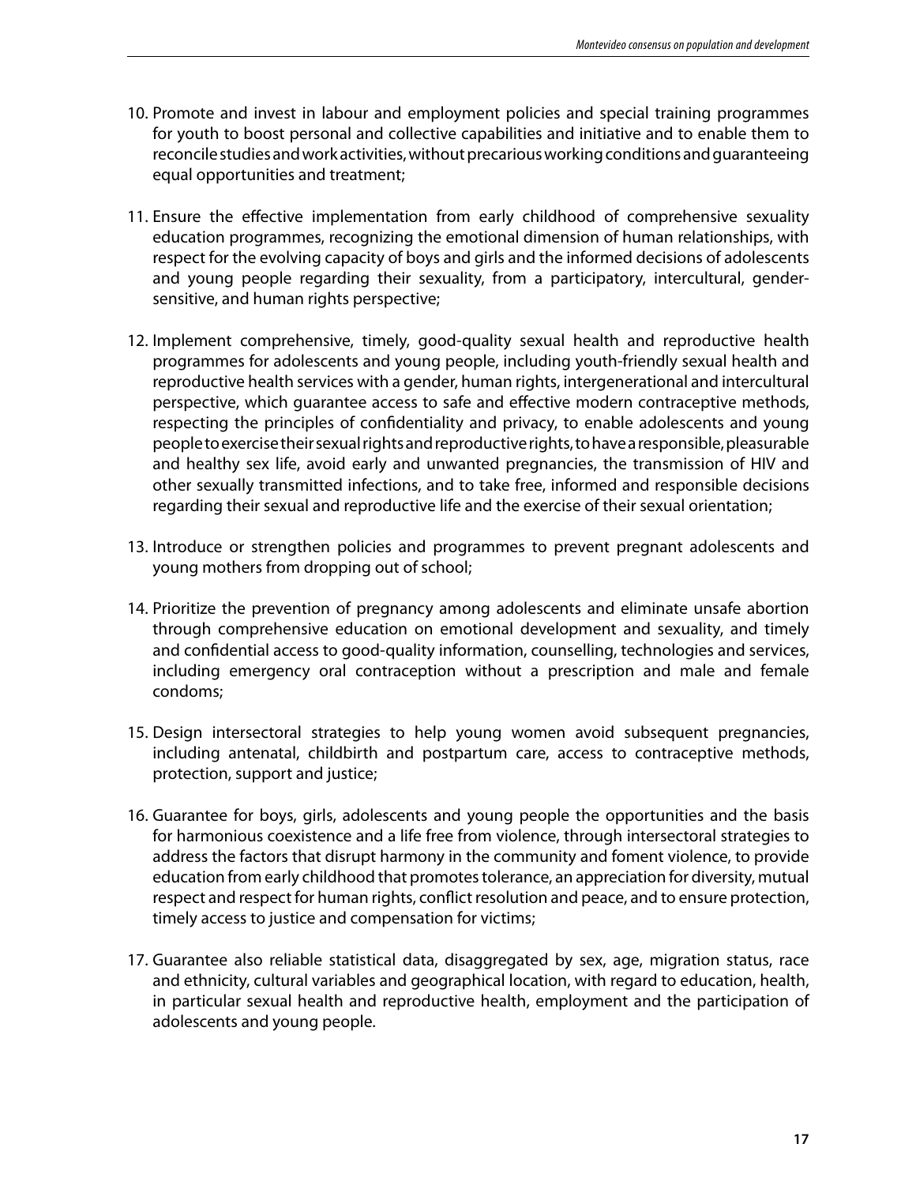10. Promote and invest in labour and employment policies and special training programmes for youth to boost personal and collective capabilities and initiative and to enable them to reconcile studies and work activities, without precarious working conditions and guaranteeing equal opportunities and treatment;

11. Ensure the effective implementation from early childhood of comprehensive sexuality education programmes, recognizing the emotional dimension of human relationships, with respect for the evolving capacity of boys and girls and the informed decisions of adolescents and young people regarding their sexuality, from a participatory, intercultural, gender-sensitive, and human rights perspective;

12. Implement comprehensive, timely, good-quality sexual health and reproductive health programmes for adolescents and young people, including youth-friendly sexual health and reproductive health services with a gender, human rights, intergenerational and intercultural perspective, which guarantee access to safe and effective modern contraceptive methods, respecting the principles of confidentiality and privacy, to enable adolescents and young people to exercise their sexual rights and reproductive rights, to have a responsible, pleasurable and healthy sex life, avoid early and unwanted pregnancies, the transmission of HIV and other sexually transmitted infections, and to take free, informed and responsible decisions regarding their sexual and reproductive life and the exercise of their sexual orientation;

13. Introduce or strengthen policies and programmes to prevent pregnant adolescents and young mothers from dropping out of school;

14. Prioritize the prevention of pregnancy among adolescents and eliminate unsafe abortion through comprehensive education on emotional development and sexuality, and timely and confidential access to good-quality information, counselling, technologies and services, including emergency oral contraception without a prescription and male and female condoms;

15. Design intersectoral strategies to help young women avoid subsequent pregnancies, including antenatal, childbirth and postpartum care, access to contraceptive methods, protection, support and justice;

16. Guarantee for boys, girls, adolescents and young people the opportunities and the basis for harmonious coexistence and a life free from violence, through intersectoral strategies to address the factors that disrupt harmony in the community and foment violence, to provide education from early childhood that promotes tolerance, an appreciation for diversity, mutual respect and respect for human rights, conflict resolution and peace, and to ensure protection, timely access to justice and compensation for victims;

17. Guarantee also reliable statistical data, disaggregated by sex, age, migration status, race and ethnicity, cultural variables and geographical location, with regard to education, health, in particular sexual health and reproductive health, employment and the participation of adolescents and young people.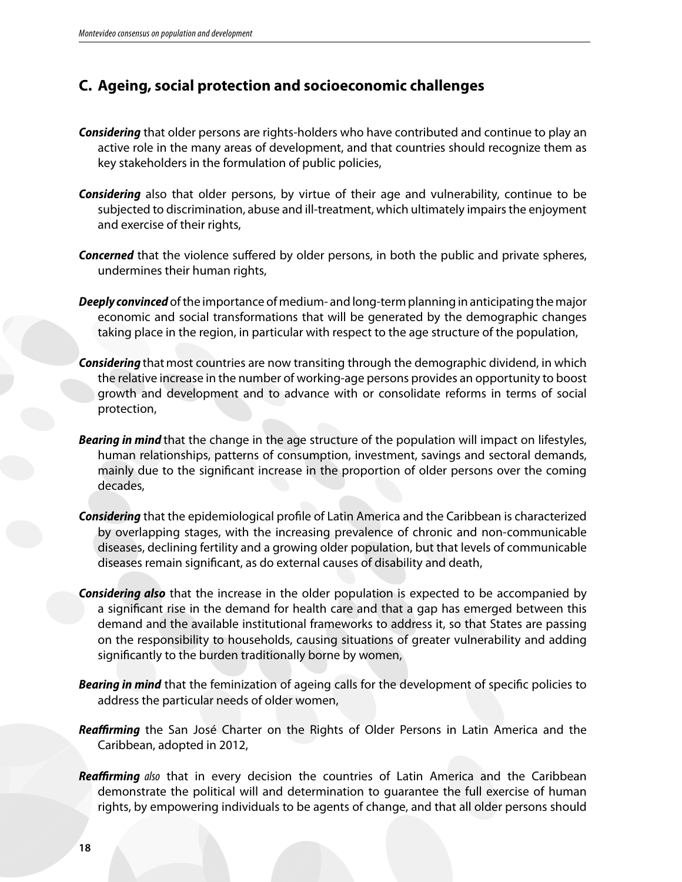## C. Ageing, social protection and socioeconomic challenges

***Considering*** that older persons are rights-holders who have contributed and continue to play an active role in the many areas of development, and that countries should recognize them as key stakeholders in the formulation of public policies,

***Considering*** also that older persons, by virtue of their age and vulnerability, continue to be subjected to discrimination, abuse and ill-treatment, which ultimately impairs the enjoyment and exercise of their rights,

***Concerned*** that the violence suffered by older persons, in both the public and private spheres, undermines their human rights,

***Deeply convinced*** of the importance of medium- and long-term planning in anticipating the major economic and social transformations that will be generated by the demographic changes taking place in the region, in particular with respect to the age structure of the population,

***Considering*** that most countries are now transiting through the demographic dividend, in which the relative increase in the number of working-age persons provides an opportunity to boost growth and development and to advance with or consolidate reforms in terms of social protection,

***Bearing in mind*** that the change in the age structure of the population will impact on lifestyles, human relationships, patterns of consumption, investment, savings and sectoral demands, mainly due to the significant increase in the proportion of older persons over the coming decades,

***Considering*** that the epidemiological profile of Latin America and the Caribbean is characterized by overlapping stages, with the increasing prevalence of chronic and non-communicable diseases, declining fertility and a growing older population, but that levels of communicable diseases remain significant, as do external causes of disability and death,

***Considering also*** that the increase in the older population is expected to be accompanied by a significant rise in the demand for health care and that a gap has emerged between this demand and the available institutional frameworks to address it, so that States are passing on the responsibility to households, causing situations of greater vulnerability and adding significantly to the burden traditionally borne by women,

***Bearing in mind*** that the feminization of ageing calls for the development of specific policies to address the particular needs of older women,

***Reaffirming*** the San José Charter on the Rights of Older Persons in Latin America and the Caribbean, adopted in 2012,

***Reaffirming*** *also* that in every decision the countries of Latin America and the Caribbean demonstrate the political will and determination to guarantee the full exercise of human rights, by empowering individuals to be agents of change, and that all older persons should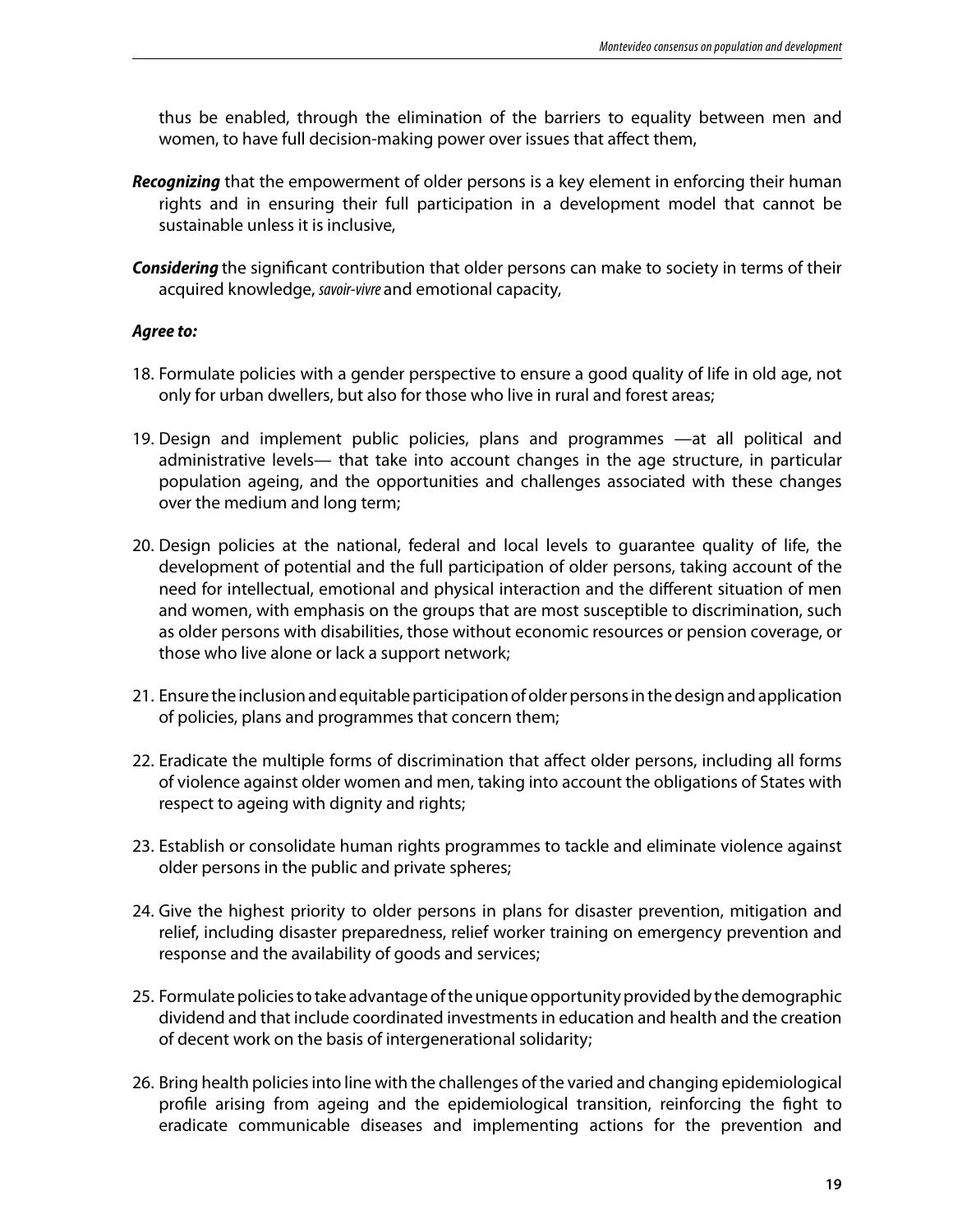thus be enabled, through the elimination of the barriers to equality between men and women, to have full decision-making power over issues that affect them,

***Recognizing*** that the empowerment of older persons is a key element in enforcing their human rights and in ensuring their full participation in a development model that cannot be sustainable unless it is inclusive,

***Considering*** the significant contribution that older persons can make to society in terms of their acquired knowledge, *savoir-vivre* and emotional capacity,

***Agree to:***

18. Formulate policies with a gender perspective to ensure a good quality of life in old age, not only for urban dwellers, but also for those who live in rural and forest areas;

19. Design and implement public policies, plans and programmes —at all political and administrative levels— that take into account changes in the age structure, in particular population ageing, and the opportunities and challenges associated with these changes over the medium and long term;

20. Design policies at the national, federal and local levels to guarantee quality of life, the development of potential and the full participation of older persons, taking account of the need for intellectual, emotional and physical interaction and the different situation of men and women, with emphasis on the groups that are most susceptible to discrimination, such as older persons with disabilities, those without economic resources or pension coverage, or those who live alone or lack a support network;

21. Ensure the inclusion and equitable participation of older persons in the design and application of policies, plans and programmes that concern them;

22. Eradicate the multiple forms of discrimination that affect older persons, including all forms of violence against older women and men, taking into account the obligations of States with respect to ageing with dignity and rights;

23. Establish or consolidate human rights programmes to tackle and eliminate violence against older persons in the public and private spheres;

24. Give the highest priority to older persons in plans for disaster prevention, mitigation and relief, including disaster preparedness, relief worker training on emergency prevention and response and the availability of goods and services;

25. Formulate policies to take advantage of the unique opportunity provided by the demographic dividend and that include coordinated investments in education and health and the creation of decent work on the basis of intergenerational solidarity;

26. Bring health policies into line with the challenges of the varied and changing epidemiological profile arising from ageing and the epidemiological transition, reinforcing the fight to eradicate communicable diseases and implementing actions for the prevention and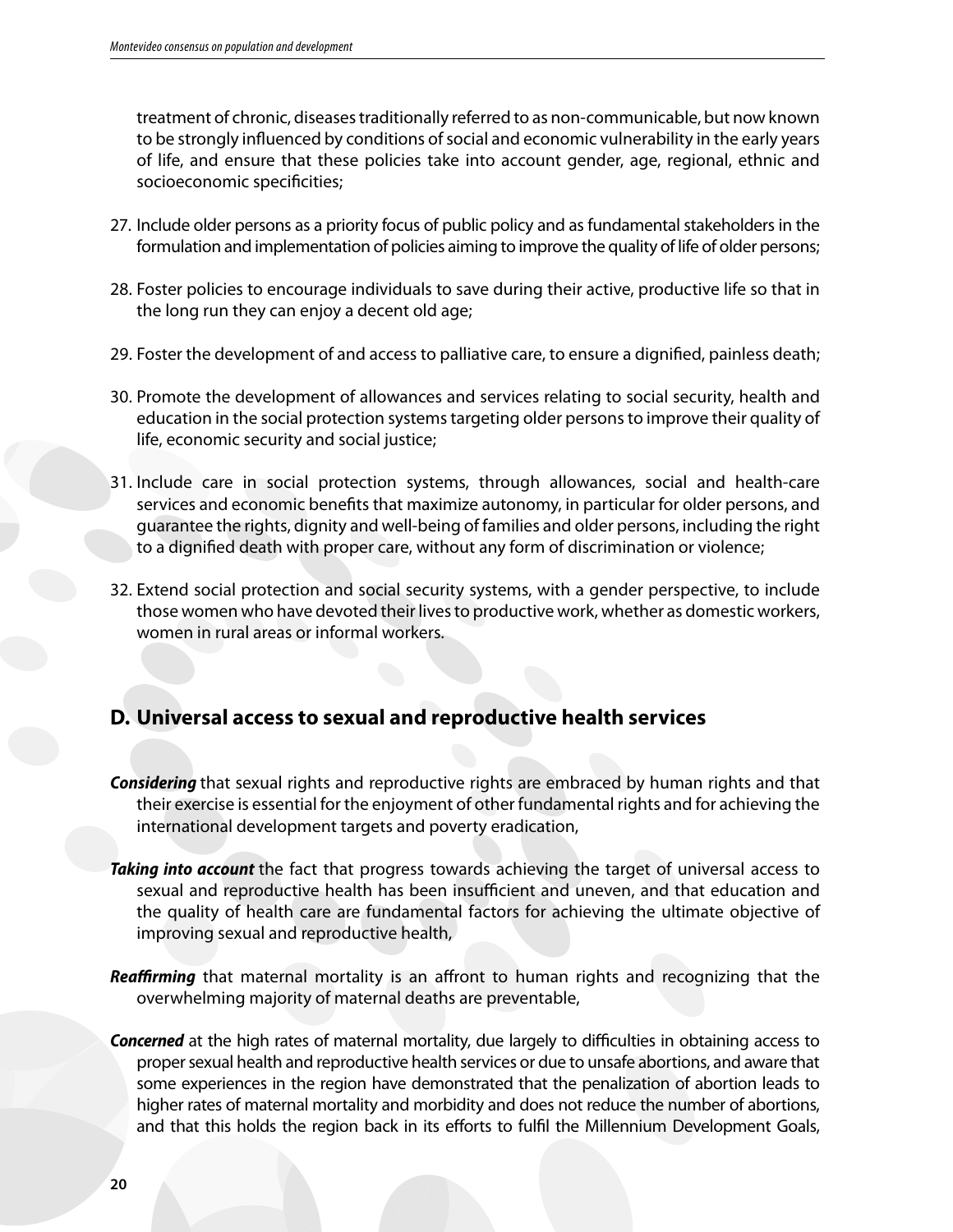treatment of chronic, diseases traditionally referred to as non-communicable, but now known to be strongly influenced by conditions of social and economic vulnerability in the early years of life, and ensure that these policies take into account gender, age, regional, ethnic and socioeconomic specificities;

27. Include older persons as a priority focus of public policy and as fundamental stakeholders in the formulation and implementation of policies aiming to improve the quality of life of older persons;

28. Foster policies to encourage individuals to save during their active, productive life so that in the long run they can enjoy a decent old age;

29. Foster the development of and access to palliative care, to ensure a dignified, painless death;

30. Promote the development of allowances and services relating to social security, health and education in the social protection systems targeting older persons to improve their quality of life, economic security and social justice;

31. Include care in social protection systems, through allowances, social and health-care services and economic benefits that maximize autonomy, in particular for older persons, and guarantee the rights, dignity and well-being of families and older persons, including the right to a dignified death with proper care, without any form of discrimination or violence;

32. Extend social protection and social security systems, with a gender perspective, to include those women who have devoted their lives to productive work, whether as domestic workers, women in rural areas or informal workers.

## D. Universal access to sexual and reproductive health services

***Considering*** that sexual rights and reproductive rights are embraced by human rights and that their exercise is essential for the enjoyment of other fundamental rights and for achieving the international development targets and poverty eradication,

***Taking into account*** the fact that progress towards achieving the target of universal access to sexual and reproductive health has been insufficient and uneven, and that education and the quality of health care are fundamental factors for achieving the ultimate objective of improving sexual and reproductive health,

***Reaffirming*** that maternal mortality is an affront to human rights and recognizing that the overwhelming majority of maternal deaths are preventable,

***Concerned*** at the high rates of maternal mortality, due largely to difficulties in obtaining access to proper sexual health and reproductive health services or due to unsafe abortions, and aware that some experiences in the region have demonstrated that the penalization of abortion leads to higher rates of maternal mortality and morbidity and does not reduce the number of abortions, and that this holds the region back in its efforts to fulfil the Millennium Development Goals,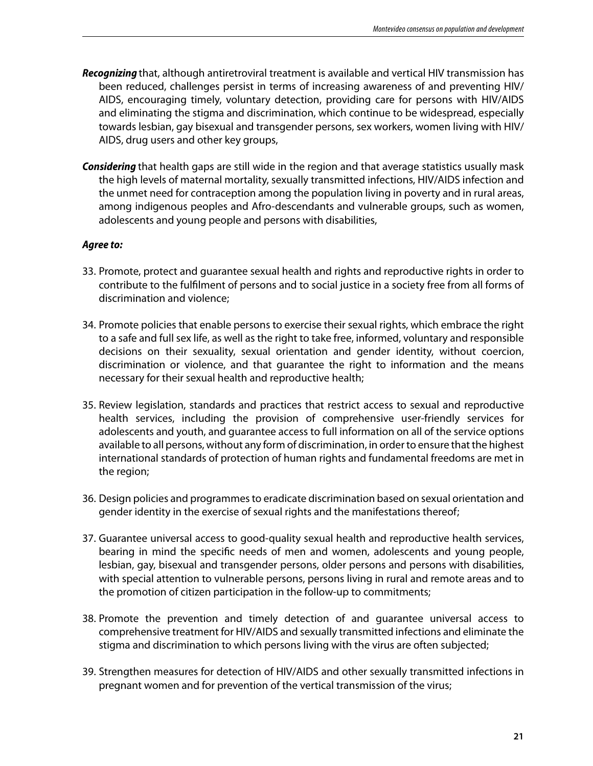***Recognizing*** that, although antiretroviral treatment is available and vertical HIV transmission has been reduced, challenges persist in terms of increasing awareness of and preventing HIV/AIDS, encouraging timely, voluntary detection, providing care for persons with HIV/AIDS and eliminating the stigma and discrimination, which continue to be widespread, especially towards lesbian, gay bisexual and transgender persons, sex workers, women living with HIV/AIDS, drug users and other key groups,

***Considering*** that health gaps are still wide in the region and that average statistics usually mask the high levels of maternal mortality, sexually transmitted infections, HIV/AIDS infection and the unmet need for contraception among the population living in poverty and in rural areas, among indigenous peoples and Afro-descendants and vulnerable groups, such as women, adolescents and young people and persons with disabilities,

***Agree to:***

33. Promote, protect and guarantee sexual health and rights and reproductive rights in order to contribute to the fulfilment of persons and to social justice in a society free from all forms of discrimination and violence;

34. Promote policies that enable persons to exercise their sexual rights, which embrace the right to a safe and full sex life, as well as the right to take free, informed, voluntary and responsible decisions on their sexuality, sexual orientation and gender identity, without coercion, discrimination or violence, and that guarantee the right to information and the means necessary for their sexual health and reproductive health;

35. Review legislation, standards and practices that restrict access to sexual and reproductive health services, including the provision of comprehensive user-friendly services for adolescents and youth, and guarantee access to full information on all of the service options available to all persons, without any form of discrimination, in order to ensure that the highest international standards of protection of human rights and fundamental freedoms are met in the region;

36. Design policies and programmes to eradicate discrimination based on sexual orientation and gender identity in the exercise of sexual rights and the manifestations thereof;

37. Guarantee universal access to good-quality sexual health and reproductive health services, bearing in mind the specific needs of men and women, adolescents and young people, lesbian, gay, bisexual and transgender persons, older persons and persons with disabilities, with special attention to vulnerable persons, persons living in rural and remote areas and to the promotion of citizen participation in the follow-up to commitments;

38. Promote the prevention and timely detection of and guarantee universal access to comprehensive treatment for HIV/AIDS and sexually transmitted infections and eliminate the stigma and discrimination to which persons living with the virus are often subjected;

39. Strengthen measures for detection of HIV/AIDS and other sexually transmitted infections in pregnant women and for prevention of the vertical transmission of the virus;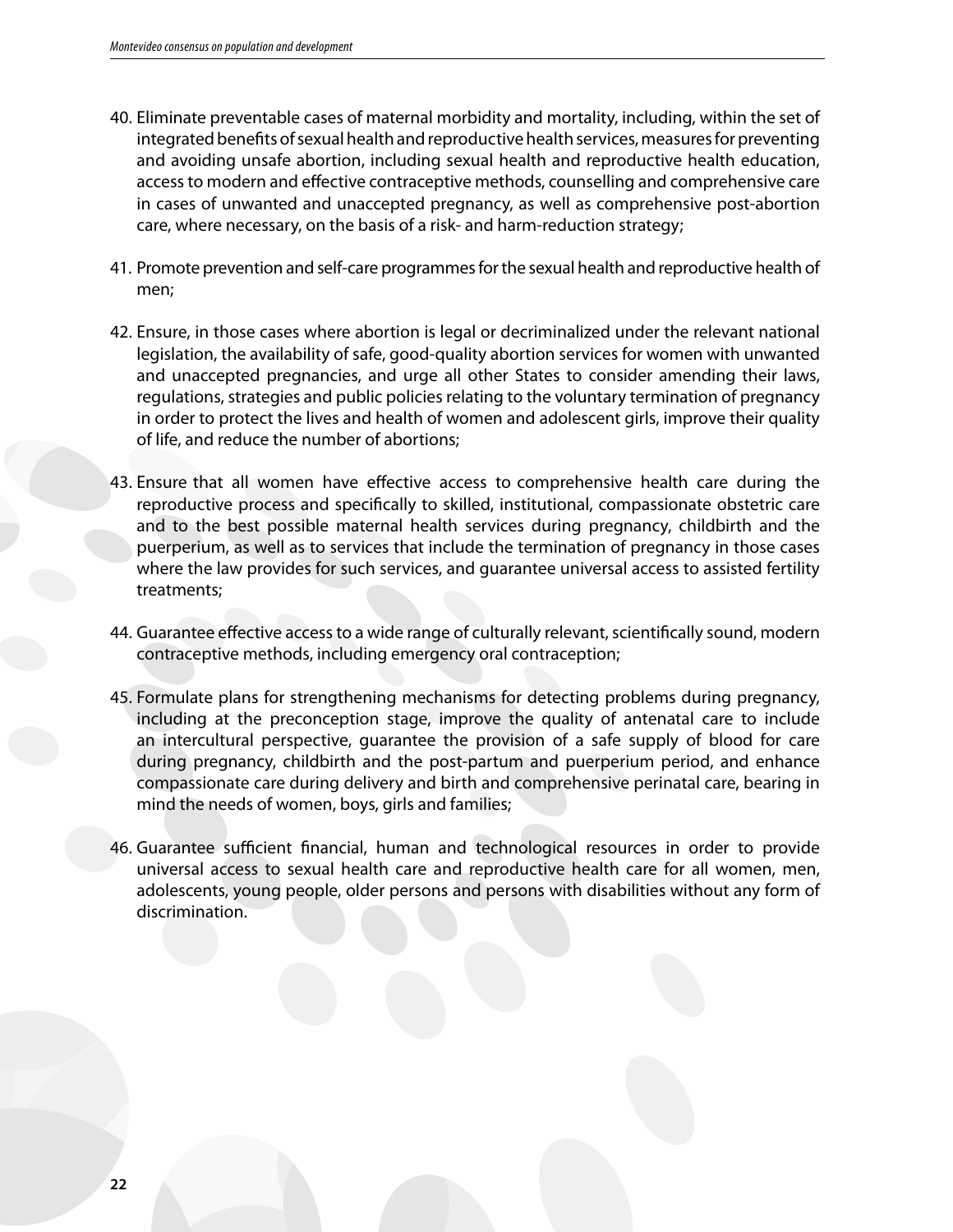40. Eliminate preventable cases of maternal morbidity and mortality, including, within the set of integrated benefits of sexual health and reproductive health services, measures for preventing and avoiding unsafe abortion, including sexual health and reproductive health education, access to modern and effective contraceptive methods, counselling and comprehensive care in cases of unwanted and unaccepted pregnancy, as well as comprehensive post-abortion care, where necessary, on the basis of a risk- and harm-reduction strategy;

41. Promote prevention and self-care programmes for the sexual health and reproductive health of men;

42. Ensure, in those cases where abortion is legal or decriminalized under the relevant national legislation, the availability of safe, good-quality abortion services for women with unwanted and unaccepted pregnancies, and urge all other States to consider amending their laws, regulations, strategies and public policies relating to the voluntary termination of pregnancy in order to protect the lives and health of women and adolescent girls, improve their quality of life, and reduce the number of abortions;

43. Ensure that all women have effective access to comprehensive health care during the reproductive process and specifically to skilled, institutional, compassionate obstetric care and to the best possible maternal health services during pregnancy, childbirth and the puerperium, as well as to services that include the termination of pregnancy in those cases where the law provides for such services, and guarantee universal access to assisted fertility treatments;

44. Guarantee effective access to a wide range of culturally relevant, scientifically sound, modern contraceptive methods, including emergency oral contraception;

45. Formulate plans for strengthening mechanisms for detecting problems during pregnancy, including at the preconception stage, improve the quality of antenatal care to include an intercultural perspective, guarantee the provision of a safe supply of blood for care during pregnancy, childbirth and the post-partum and puerperium period, and enhance compassionate care during delivery and birth and comprehensive perinatal care, bearing in mind the needs of women, boys, girls and families;

46. Guarantee sufficient financial, human and technological resources in order to provide universal access to sexual health care and reproductive health care for all women, men, adolescents, young people, older persons and persons with disabilities without any form of discrimination.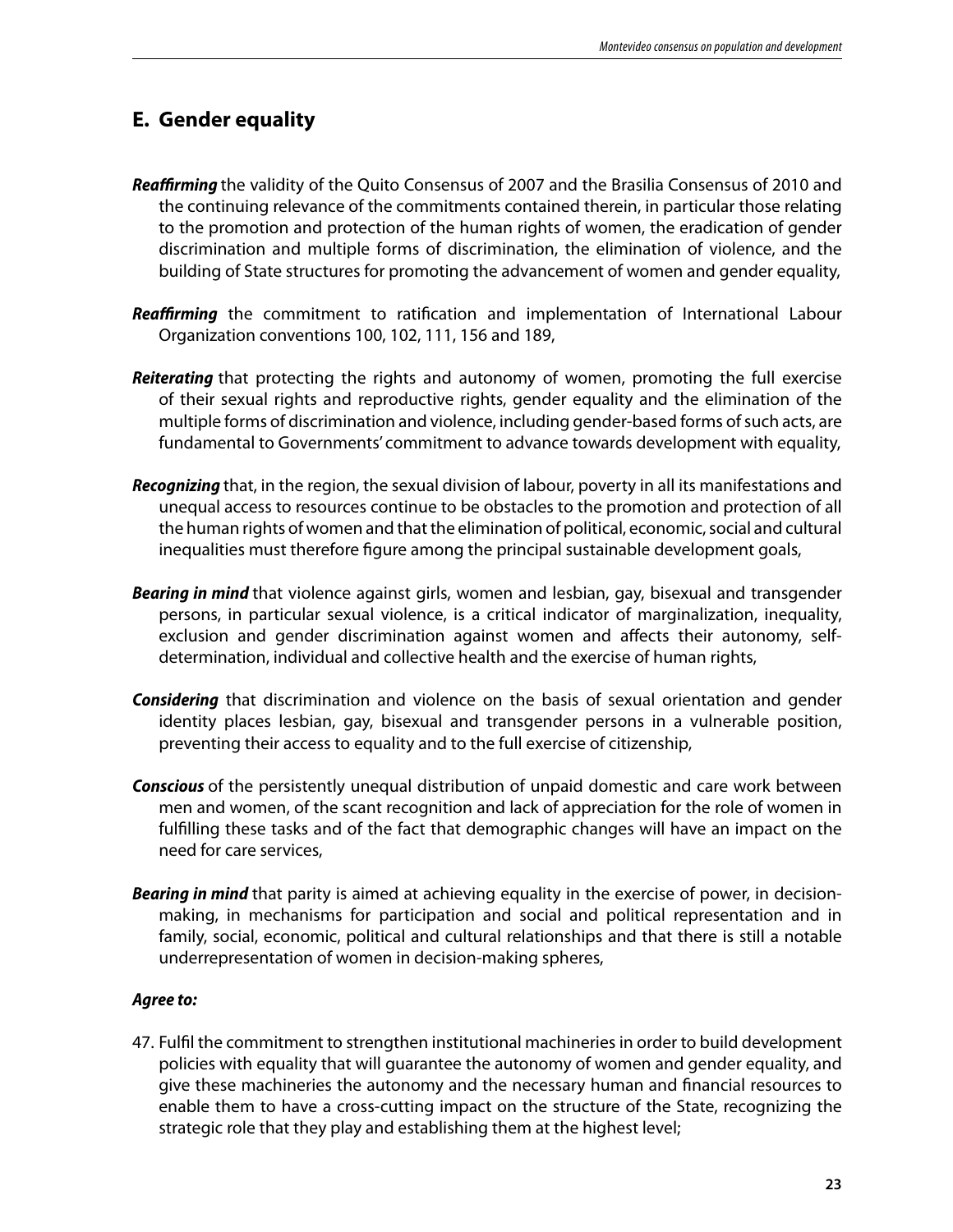## E. Gender equality

***Reaffirming*** the validity of the Quito Consensus of 2007 and the Brasilia Consensus of 2010 and the continuing relevance of the commitments contained therein, in particular those relating to the promotion and protection of the human rights of women, the eradication of gender discrimination and multiple forms of discrimination, the elimination of violence, and the building of State structures for promoting the advancement of women and gender equality,

***Reaffirming*** the commitment to ratification and implementation of International Labour Organization conventions 100, 102, 111, 156 and 189,

***Reiterating*** that protecting the rights and autonomy of women, promoting the full exercise of their sexual rights and reproductive rights, gender equality and the elimination of the multiple forms of discrimination and violence, including gender-based forms of such acts, are fundamental to Governments' commitment to advance towards development with equality,

***Recognizing*** that, in the region, the sexual division of labour, poverty in all its manifestations and unequal access to resources continue to be obstacles to the promotion and protection of all the human rights of women and that the elimination of political, economic, social and cultural inequalities must therefore figure among the principal sustainable development goals,

***Bearing in mind*** that violence against girls, women and lesbian, gay, bisexual and transgender persons, in particular sexual violence, is a critical indicator of marginalization, inequality, exclusion and gender discrimination against women and affects their autonomy, self-determination, individual and collective health and the exercise of human rights,

***Considering*** that discrimination and violence on the basis of sexual orientation and gender identity places lesbian, gay, bisexual and transgender persons in a vulnerable position, preventing their access to equality and to the full exercise of citizenship,

***Conscious*** of the persistently unequal distribution of unpaid domestic and care work between men and women, of the scant recognition and lack of appreciation for the role of women in fulfilling these tasks and of the fact that demographic changes will have an impact on the need for care services,

***Bearing in mind*** that parity is aimed at achieving equality in the exercise of power, in decision-making, in mechanisms for participation and social and political representation and in family, social, economic, political and cultural relationships and that there is still a notable underrepresentation of women in decision-making spheres,

***Agree to:***

47. Fulfil the commitment to strengthen institutional machineries in order to build development policies with equality that will guarantee the autonomy of women and gender equality, and give these machineries the autonomy and the necessary human and financial resources to enable them to have a cross-cutting impact on the structure of the State, recognizing the strategic role that they play and establishing them at the highest level;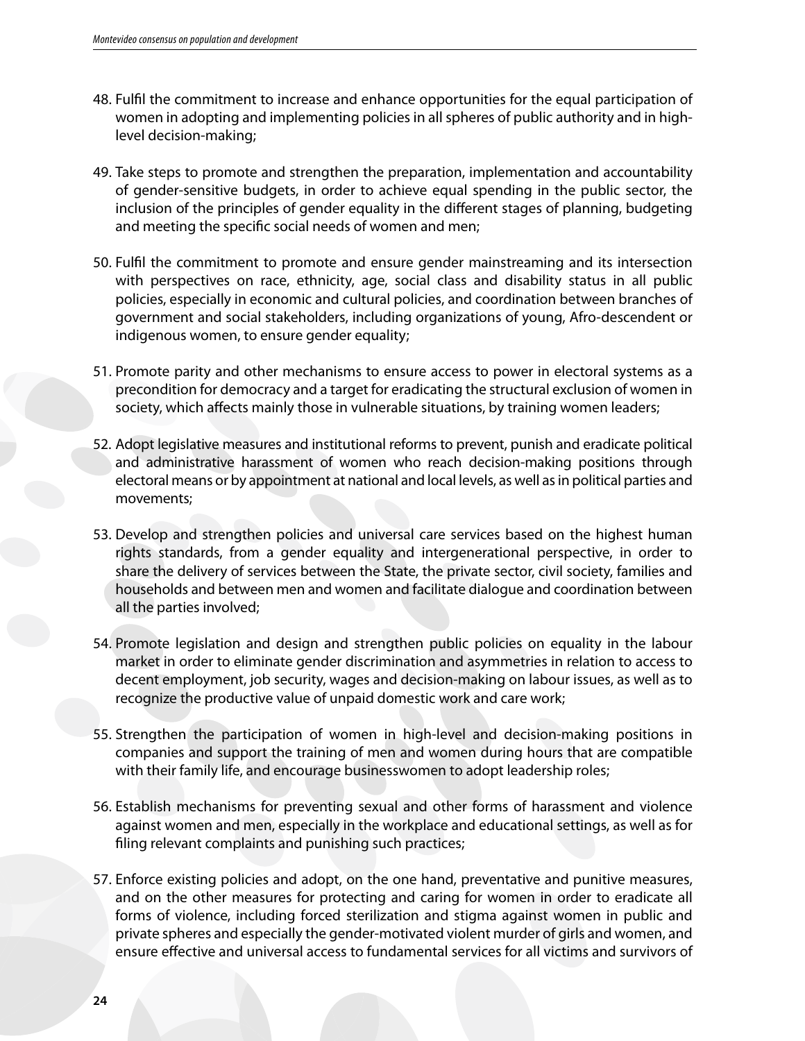48. Fulfil the commitment to increase and enhance opportunities for the equal participation of women in adopting and implementing policies in all spheres of public authority and in high-level decision-making;

49. Take steps to promote and strengthen the preparation, implementation and accountability of gender-sensitive budgets, in order to achieve equal spending in the public sector, the inclusion of the principles of gender equality in the different stages of planning, budgeting and meeting the specific social needs of women and men;

50. Fulfil the commitment to promote and ensure gender mainstreaming and its intersection with perspectives on race, ethnicity, age, social class and disability status in all public policies, especially in economic and cultural policies, and coordination between branches of government and social stakeholders, including organizations of young, Afro-descendent or indigenous women, to ensure gender equality;

51. Promote parity and other mechanisms to ensure access to power in electoral systems as a precondition for democracy and a target for eradicating the structural exclusion of women in society, which affects mainly those in vulnerable situations, by training women leaders;

52. Adopt legislative measures and institutional reforms to prevent, punish and eradicate political and administrative harassment of women who reach decision-making positions through electoral means or by appointment at national and local levels, as well as in political parties and movements;

53. Develop and strengthen policies and universal care services based on the highest human rights standards, from a gender equality and intergenerational perspective, in order to share the delivery of services between the State, the private sector, civil society, families and households and between men and women and facilitate dialogue and coordination between all the parties involved;

54. Promote legislation and design and strengthen public policies on equality in the labour market in order to eliminate gender discrimination and asymmetries in relation to access to decent employment, job security, wages and decision-making on labour issues, as well as to recognize the productive value of unpaid domestic work and care work;

55. Strengthen the participation of women in high-level and decision-making positions in companies and support the training of men and women during hours that are compatible with their family life, and encourage businesswomen to adopt leadership roles;

56. Establish mechanisms for preventing sexual and other forms of harassment and violence against women and men, especially in the workplace and educational settings, as well as for filing relevant complaints and punishing such practices;

57. Enforce existing policies and adopt, on the one hand, preventative and punitive measures, and on the other measures for protecting and caring for women in order to eradicate all forms of violence, including forced sterilization and stigma against women in public and private spheres and especially the gender-motivated violent murder of girls and women, and ensure effective and universal access to fundamental services for all victims and survivors of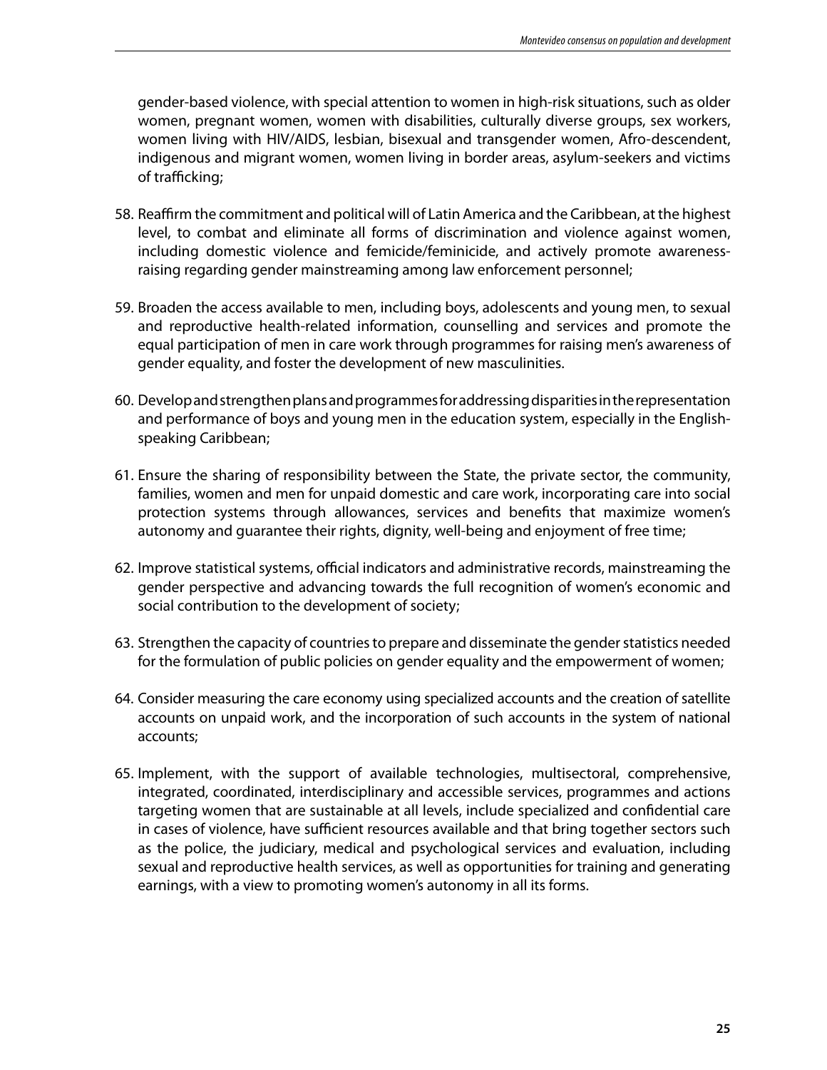gender-based violence, with special attention to women in high-risk situations, such as older women, pregnant women, women with disabilities, culturally diverse groups, sex workers, women living with HIV/AIDS, lesbian, bisexual and transgender women, Afro-descendent, indigenous and migrant women, women living in border areas, asylum-seekers and victims of trafficking;

58. Reaffirm the commitment and political will of Latin America and the Caribbean, at the highest level, to combat and eliminate all forms of discrimination and violence against women, including domestic violence and femicide/feminicide, and actively promote awareness-raising regarding gender mainstreaming among law enforcement personnel;

59. Broaden the access available to men, including boys, adolescents and young men, to sexual and reproductive health-related information, counselling and services and promote the equal participation of men in care work through programmes for raising men's awareness of gender equality, and foster the development of new masculinities.

60. Develop and strengthen plans and programmes for addressing disparities in the representation and performance of boys and young men in the education system, especially in the English-speaking Caribbean;

61. Ensure the sharing of responsibility between the State, the private sector, the community, families, women and men for unpaid domestic and care work, incorporating care into social protection systems through allowances, services and benefits that maximize women's autonomy and guarantee their rights, dignity, well-being and enjoyment of free time;

62. Improve statistical systems, official indicators and administrative records, mainstreaming the gender perspective and advancing towards the full recognition of women's economic and social contribution to the development of society;

63. Strengthen the capacity of countries to prepare and disseminate the gender statistics needed for the formulation of public policies on gender equality and the empowerment of women;

64. Consider measuring the care economy using specialized accounts and the creation of satellite accounts on unpaid work, and the incorporation of such accounts in the system of national accounts;

65. Implement, with the support of available technologies, multisectoral, comprehensive, integrated, coordinated, interdisciplinary and accessible services, programmes and actions targeting women that are sustainable at all levels, include specialized and confidential care in cases of violence, have sufficient resources available and that bring together sectors such as the police, the judiciary, medical and psychological services and evaluation, including sexual and reproductive health services, as well as opportunities for training and generating earnings, with a view to promoting women's autonomy in all its forms.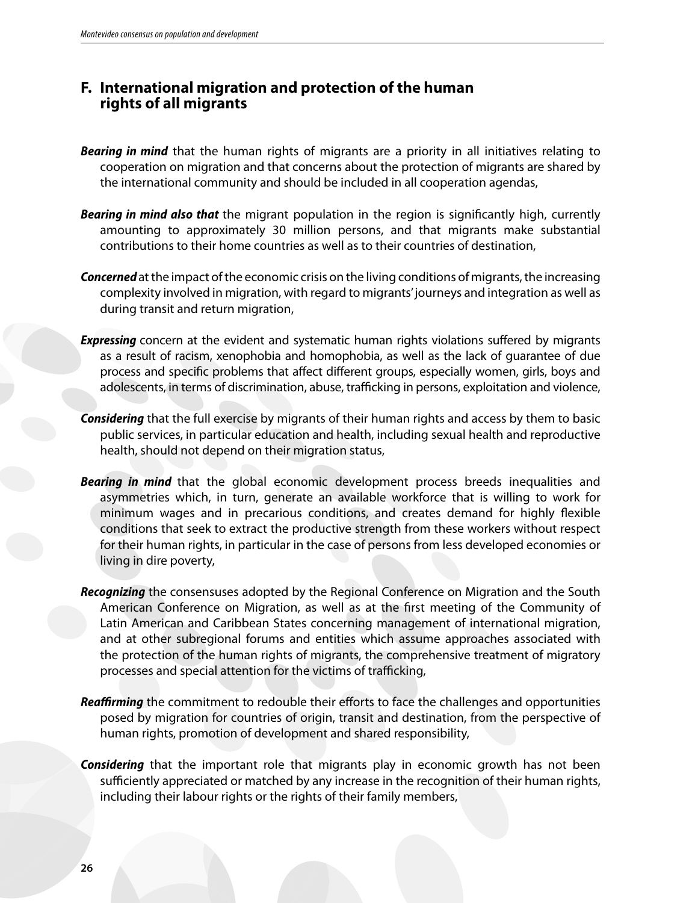## F. International migration and protection of the human rights of all migrants

***Bearing in mind*** that the human rights of migrants are a priority in all initiatives relating to cooperation on migration and that concerns about the protection of migrants are shared by the international community and should be included in all cooperation agendas,

***Bearing in mind also that*** the migrant population in the region is significantly high, currently amounting to approximately 30 million persons, and that migrants make substantial contributions to their home countries as well as to their countries of destination,

***Concerned*** at the impact of the economic crisis on the living conditions of migrants, the increasing complexity involved in migration, with regard to migrants' journeys and integration as well as during transit and return migration,

***Expressing*** concern at the evident and systematic human rights violations suffered by migrants as a result of racism, xenophobia and homophobia, as well as the lack of guarantee of due process and specific problems that affect different groups, especially women, girls, boys and adolescents, in terms of discrimination, abuse, trafficking in persons, exploitation and violence,

***Considering*** that the full exercise by migrants of their human rights and access by them to basic public services, in particular education and health, including sexual health and reproductive health, should not depend on their migration status,

***Bearing in mind*** that the global economic development process breeds inequalities and asymmetries which, in turn, generate an available workforce that is willing to work for minimum wages and in precarious conditions, and creates demand for highly flexible conditions that seek to extract the productive strength from these workers without respect for their human rights, in particular in the case of persons from less developed economies or living in dire poverty,

***Recognizing*** the consensuses adopted by the Regional Conference on Migration and the South American Conference on Migration, as well as at the first meeting of the Community of Latin American and Caribbean States concerning management of international migration, and at other subregional forums and entities which assume approaches associated with the protection of the human rights of migrants, the comprehensive treatment of migratory processes and special attention for the victims of trafficking,

***Reaffirming*** the commitment to redouble their efforts to face the challenges and opportunities posed by migration for countries of origin, transit and destination, from the perspective of human rights, promotion of development and shared responsibility,

***Considering*** that the important role that migrants play in economic growth has not been sufficiently appreciated or matched by any increase in the recognition of their human rights, including their labour rights or the rights of their family members,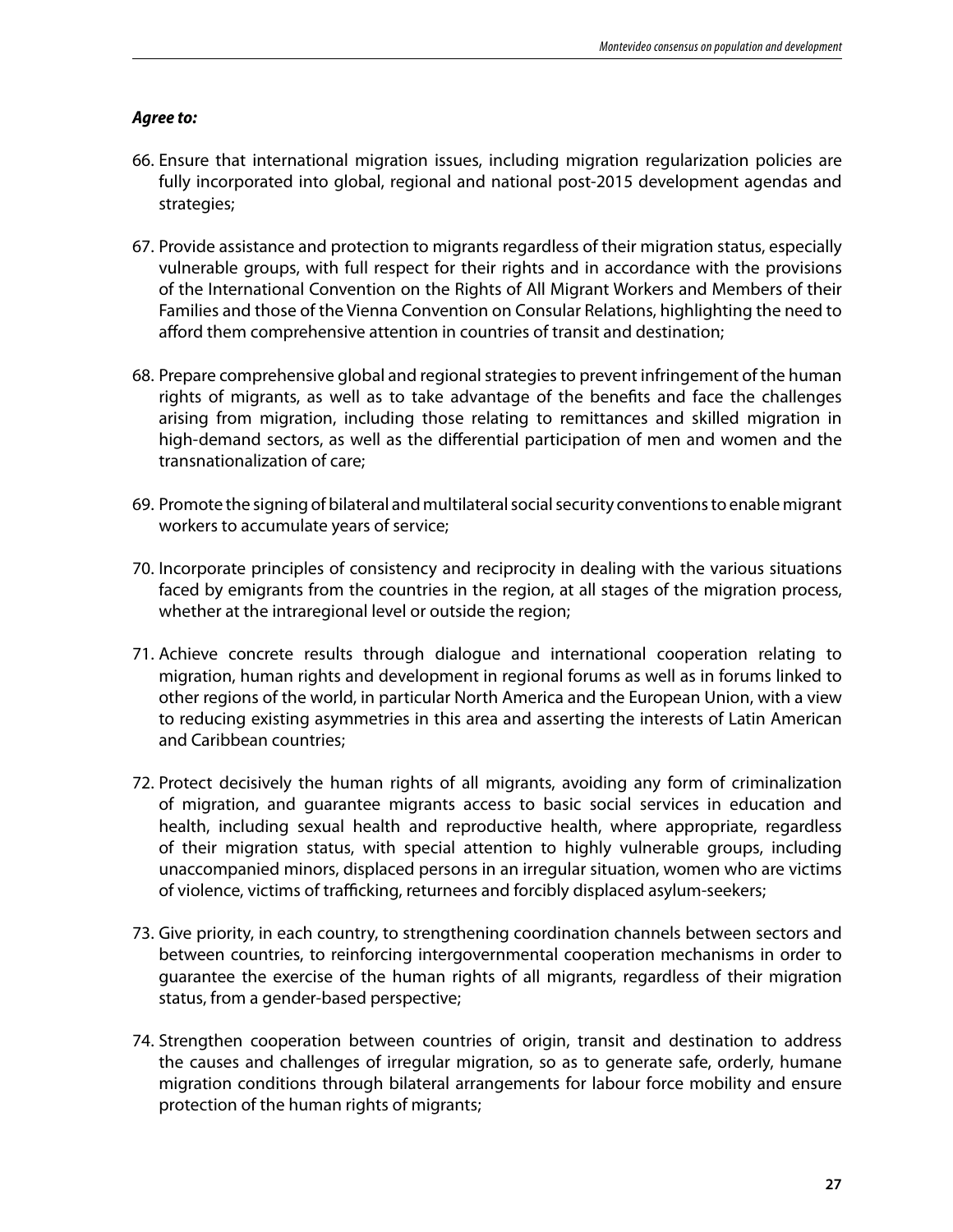***Agree to:***

66. Ensure that international migration issues, including migration regularization policies are fully incorporated into global, regional and national post-2015 development agendas and strategies;

67. Provide assistance and protection to migrants regardless of their migration status, especially vulnerable groups, with full respect for their rights and in accordance with the provisions of the International Convention on the Rights of All Migrant Workers and Members of their Families and those of the Vienna Convention on Consular Relations, highlighting the need to afford them comprehensive attention in countries of transit and destination;

68. Prepare comprehensive global and regional strategies to prevent infringement of the human rights of migrants, as well as to take advantage of the benefits and face the challenges arising from migration, including those relating to remittances and skilled migration in high-demand sectors, as well as the differential participation of men and women and the transnationalization of care;

69. Promote the signing of bilateral and multilateral social security conventions to enable migrant workers to accumulate years of service;

70. Incorporate principles of consistency and reciprocity in dealing with the various situations faced by emigrants from the countries in the region, at all stages of the migration process, whether at the intraregional level or outside the region;

71. Achieve concrete results through dialogue and international cooperation relating to migration, human rights and development in regional forums as well as in forums linked to other regions of the world, in particular North America and the European Union, with a view to reducing existing asymmetries in this area and asserting the interests of Latin American and Caribbean countries;

72. Protect decisively the human rights of all migrants, avoiding any form of criminalization of migration, and guarantee migrants access to basic social services in education and health, including sexual health and reproductive health, where appropriate, regardless of their migration status, with special attention to highly vulnerable groups, including unaccompanied minors, displaced persons in an irregular situation, women who are victims of violence, victims of trafficking, returnees and forcibly displaced asylum-seekers;

73. Give priority, in each country, to strengthening coordination channels between sectors and between countries, to reinforcing intergovernmental cooperation mechanisms in order to guarantee the exercise of the human rights of all migrants, regardless of their migration status, from a gender-based perspective;

74. Strengthen cooperation between countries of origin, transit and destination to address the causes and challenges of irregular migration, so as to generate safe, orderly, humane migration conditions through bilateral arrangements for labour force mobility and ensure protection of the human rights of migrants;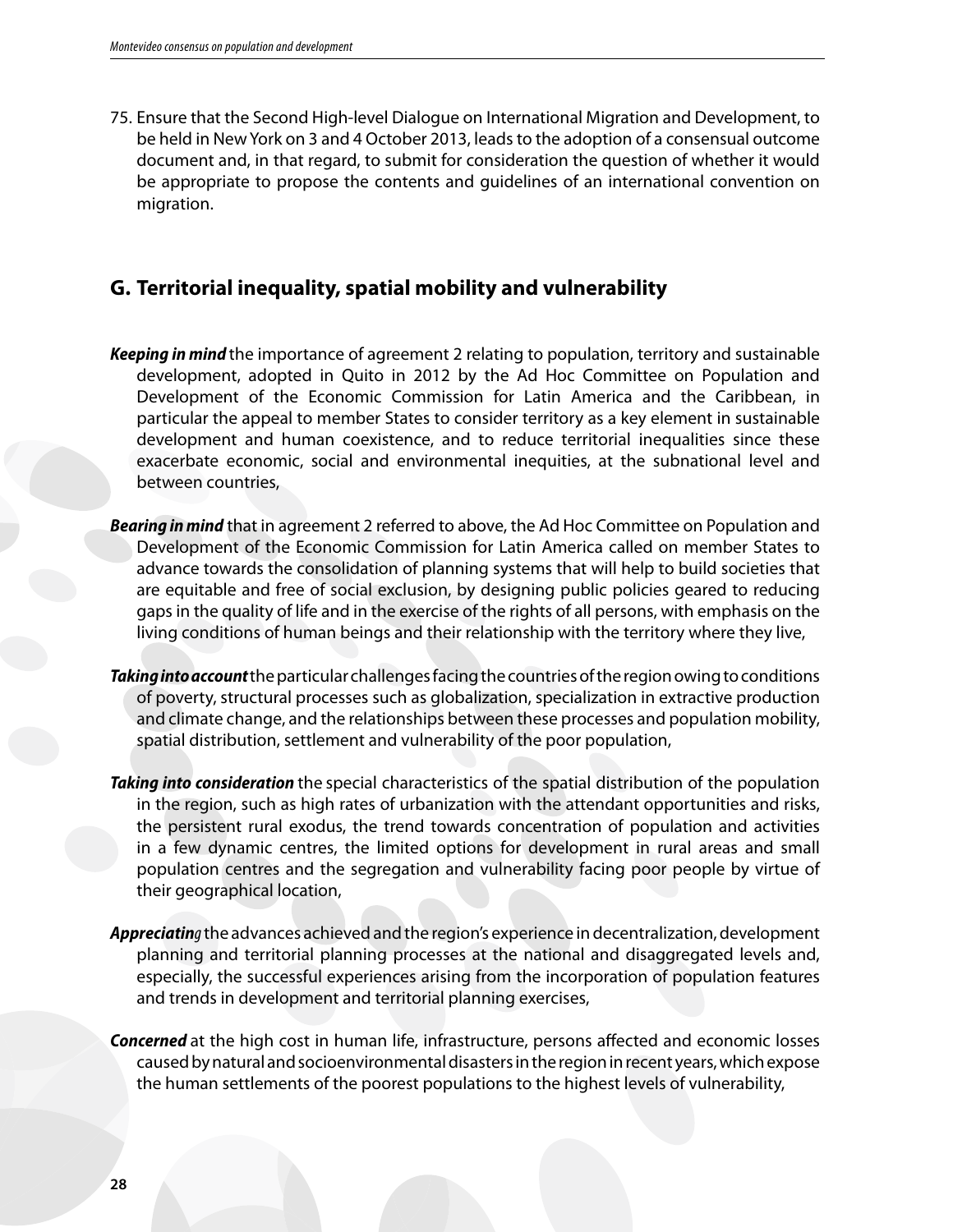75. Ensure that the Second High-level Dialogue on International Migration and Development, to be held in New York on 3 and 4 October 2013, leads to the adoption of a consensual outcome document and, in that regard, to submit for consideration the question of whether it would be appropriate to propose the contents and guidelines of an international convention on migration.

## G. Territorial inequality, spatial mobility and vulnerability

***Keeping in mind*** the importance of agreement 2 relating to population, territory and sustainable development, adopted in Quito in 2012 by the Ad Hoc Committee on Population and Development of the Economic Commission for Latin America and the Caribbean, in particular the appeal to member States to consider territory as a key element in sustainable development and human coexistence, and to reduce territorial inequalities since these exacerbate economic, social and environmental inequities, at the subnational level and between countries,

***Bearing in mind*** that in agreement 2 referred to above, the Ad Hoc Committee on Population and Development of the Economic Commission for Latin America called on member States to advance towards the consolidation of planning systems that will help to build societies that are equitable and free of social exclusion, by designing public policies geared to reducing gaps in the quality of life and in the exercise of the rights of all persons, with emphasis on the living conditions of human beings and their relationship with the territory where they live,

***Taking into account*** the particular challenges facing the countries of the region owing to conditions of poverty, structural processes such as globalization, specialization in extractive production and climate change, and the relationships between these processes and population mobility, spatial distribution, settlement and vulnerability of the poor population,

***Taking into consideration*** the special characteristics of the spatial distribution of the population in the region, such as high rates of urbanization with the attendant opportunities and risks, the persistent rural exodus, the trend towards concentration of population and activities in a few dynamic centres, the limited options for development in rural areas and small population centres and the segregation and vulnerability facing poor people by virtue of their geographical location,

***Appreciating*** the advances achieved and the region's experience in decentralization, development planning and territorial planning processes at the national and disaggregated levels and, especially, the successful experiences arising from the incorporation of population features and trends in development and territorial planning exercises,

***Concerned*** at the high cost in human life, infrastructure, persons affected and economic losses caused by natural and socioenvironmental disasters in the region in recent years, which expose the human settlements of the poorest populations to the highest levels of vulnerability,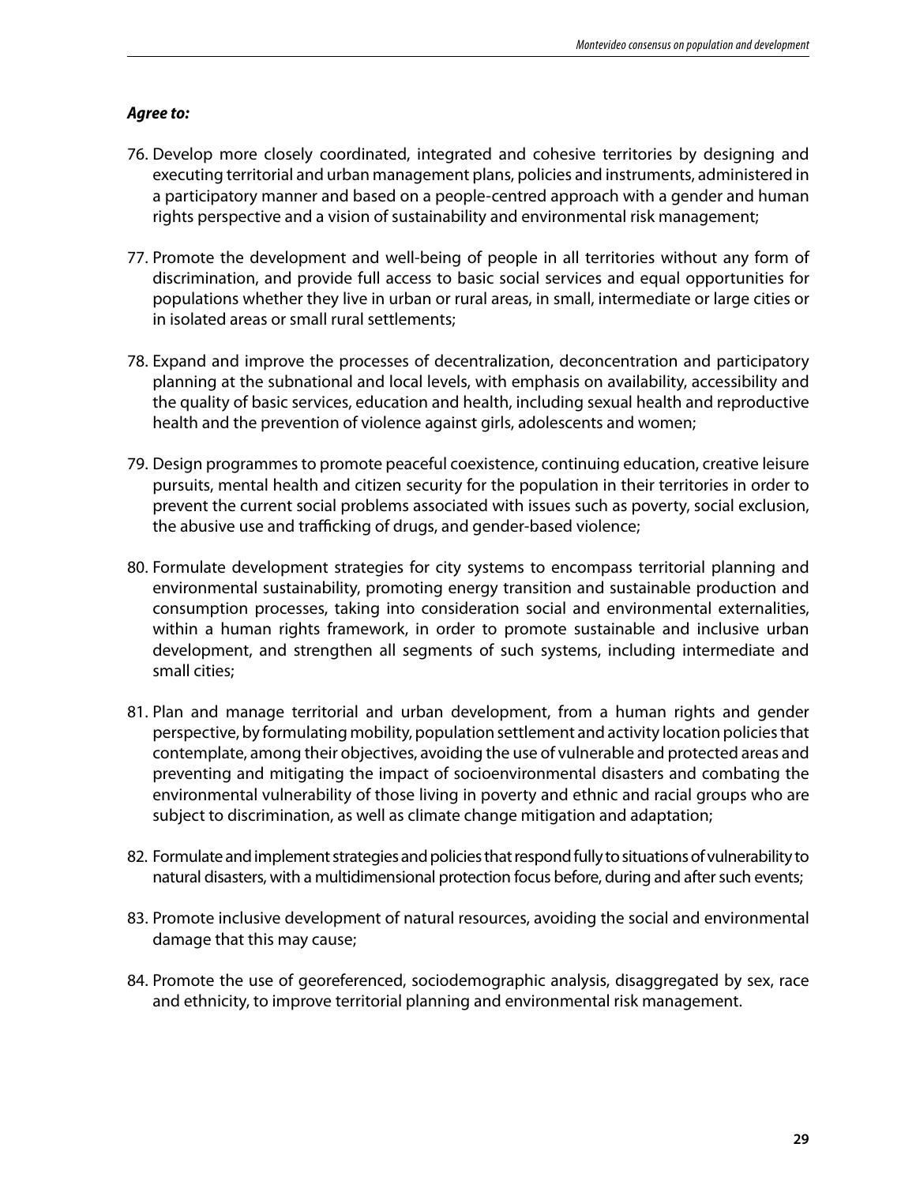***Agree to:***

76. Develop more closely coordinated, integrated and cohesive territories by designing and executing territorial and urban management plans, policies and instruments, administered in a participatory manner and based on a people-centred approach with a gender and human rights perspective and a vision of sustainability and environmental risk management;

77. Promote the development and well-being of people in all territories without any form of discrimination, and provide full access to basic social services and equal opportunities for populations whether they live in urban or rural areas, in small, intermediate or large cities or in isolated areas or small rural settlements;

78. Expand and improve the processes of decentralization, deconcentration and participatory planning at the subnational and local levels, with emphasis on availability, accessibility and the quality of basic services, education and health, including sexual health and reproductive health and the prevention of violence against girls, adolescents and women;

79. Design programmes to promote peaceful coexistence, continuing education, creative leisure pursuits, mental health and citizen security for the population in their territories in order to prevent the current social problems associated with issues such as poverty, social exclusion, the abusive use and trafficking of drugs, and gender-based violence;

80. Formulate development strategies for city systems to encompass territorial planning and environmental sustainability, promoting energy transition and sustainable production and consumption processes, taking into consideration social and environmental externalities, within a human rights framework, in order to promote sustainable and inclusive urban development, and strengthen all segments of such systems, including intermediate and small cities;

81. Plan and manage territorial and urban development, from a human rights and gender perspective, by formulating mobility, population settlement and activity location policies that contemplate, among their objectives, avoiding the use of vulnerable and protected areas and preventing and mitigating the impact of socioenvironmental disasters and combating the environmental vulnerability of those living in poverty and ethnic and racial groups who are subject to discrimination, as well as climate change mitigation and adaptation;

82. Formulate and implement strategies and policies that respond fully to situations of vulnerability to natural disasters, with a multidimensional protection focus before, during and after such events;

83. Promote inclusive development of natural resources, avoiding the social and environmental damage that this may cause;

84. Promote the use of georeferenced, sociodemographic analysis, disaggregated by sex, race and ethnicity, to improve territorial planning and environmental risk management.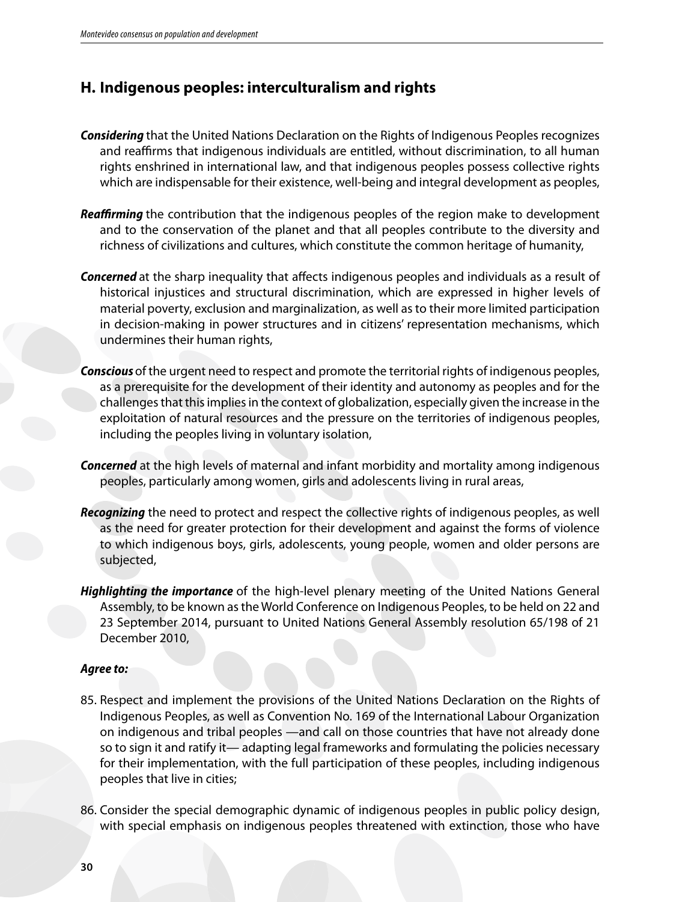## H. Indigenous peoples: interculturalism and rights

***Considering*** that the United Nations Declaration on the Rights of Indigenous Peoples recognizes and reaffirms that indigenous individuals are entitled, without discrimination, to all human rights enshrined in international law, and that indigenous peoples possess collective rights which are indispensable for their existence, well-being and integral development as peoples,

***Reaffirming*** the contribution that the indigenous peoples of the region make to development and to the conservation of the planet and that all peoples contribute to the diversity and richness of civilizations and cultures, which constitute the common heritage of humanity,

***Concerned*** at the sharp inequality that affects indigenous peoples and individuals as a result of historical injustices and structural discrimination, which are expressed in higher levels of material poverty, exclusion and marginalization, as well as to their more limited participation in decision-making in power structures and in citizens' representation mechanisms, which undermines their human rights,

***Conscious*** of the urgent need to respect and promote the territorial rights of indigenous peoples, as a prerequisite for the development of their identity and autonomy as peoples and for the challenges that this implies in the context of globalization, especially given the increase in the exploitation of natural resources and the pressure on the territories of indigenous peoples, including the peoples living in voluntary isolation,

***Concerned*** at the high levels of maternal and infant morbidity and mortality among indigenous peoples, particularly among women, girls and adolescents living in rural areas,

***Recognizing*** the need to protect and respect the collective rights of indigenous peoples, as well as the need for greater protection for their development and against the forms of violence to which indigenous boys, girls, adolescents, young people, women and older persons are subjected,

***Highlighting the importance*** of the high-level plenary meeting of the United Nations General Assembly, to be known as the World Conference on Indigenous Peoples, to be held on 22 and 23 September 2014, pursuant to United Nations General Assembly resolution 65/198 of 21 December 2010,

***Agree to:***

85. Respect and implement the provisions of the United Nations Declaration on the Rights of Indigenous Peoples, as well as Convention No. 169 of the International Labour Organization on indigenous and tribal peoples —and call on those countries that have not already done so to sign it and ratify it— adapting legal frameworks and formulating the policies necessary for their implementation, with the full participation of these peoples, including indigenous peoples that live in cities;

86. Consider the special demographic dynamic of indigenous peoples in public policy design, with special emphasis on indigenous peoples threatened with extinction, those who have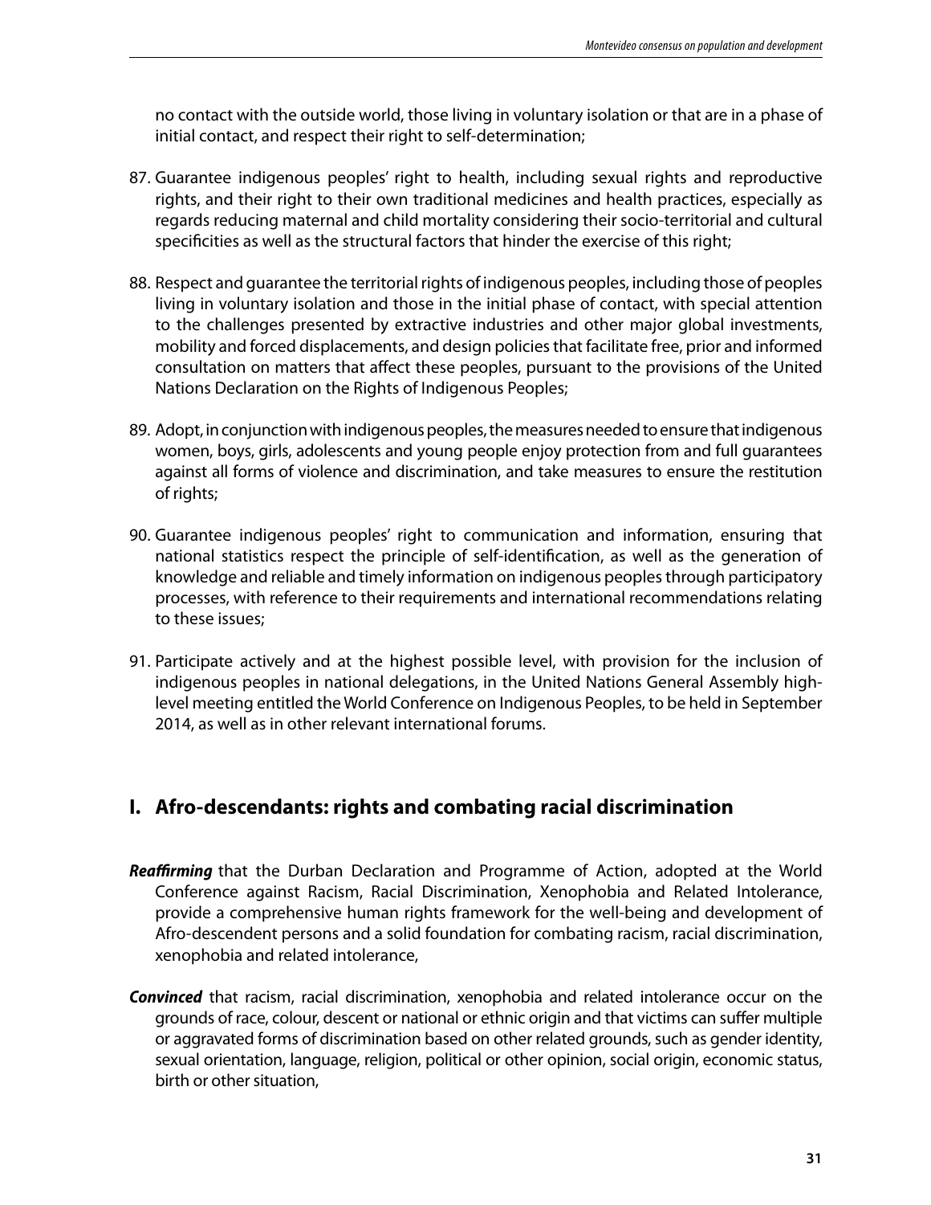no contact with the outside world, those living in voluntary isolation or that are in a phase of initial contact, and respect their right to self-determination;

87. Guarantee indigenous peoples' right to health, including sexual rights and reproductive rights, and their right to their own traditional medicines and health practices, especially as regards reducing maternal and child mortality considering their socio-territorial and cultural specificities as well as the structural factors that hinder the exercise of this right;

88. Respect and guarantee the territorial rights of indigenous peoples, including those of peoples living in voluntary isolation and those in the initial phase of contact, with special attention to the challenges presented by extractive industries and other major global investments, mobility and forced displacements, and design policies that facilitate free, prior and informed consultation on matters that affect these peoples, pursuant to the provisions of the United Nations Declaration on the Rights of Indigenous Peoples;

89. Adopt, in conjunction with indigenous peoples, the measures needed to ensure that indigenous women, boys, girls, adolescents and young people enjoy protection from and full guarantees against all forms of violence and discrimination, and take measures to ensure the restitution of rights;

90. Guarantee indigenous peoples' right to communication and information, ensuring that national statistics respect the principle of self-identification, as well as the generation of knowledge and reliable and timely information on indigenous peoples through participatory processes, with reference to their requirements and international recommendations relating to these issues;

91. Participate actively and at the highest possible level, with provision for the inclusion of indigenous peoples in national delegations, in the United Nations General Assembly high-level meeting entitled the World Conference on Indigenous Peoples, to be held in September 2014, as well as in other relevant international forums.

## I. Afro-descendants: rights and combating racial discrimination

***Reaffirming*** that the Durban Declaration and Programme of Action, adopted at the World Conference against Racism, Racial Discrimination, Xenophobia and Related Intolerance, provide a comprehensive human rights framework for the well-being and development of Afro-descendent persons and a solid foundation for combating racism, racial discrimination, xenophobia and related intolerance,

***Convinced*** that racism, racial discrimination, xenophobia and related intolerance occur on the grounds of race, colour, descent or national or ethnic origin and that victims can suffer multiple or aggravated forms of discrimination based on other related grounds, such as gender identity, sexual orientation, language, religion, political or other opinion, social origin, economic status, birth or other situation,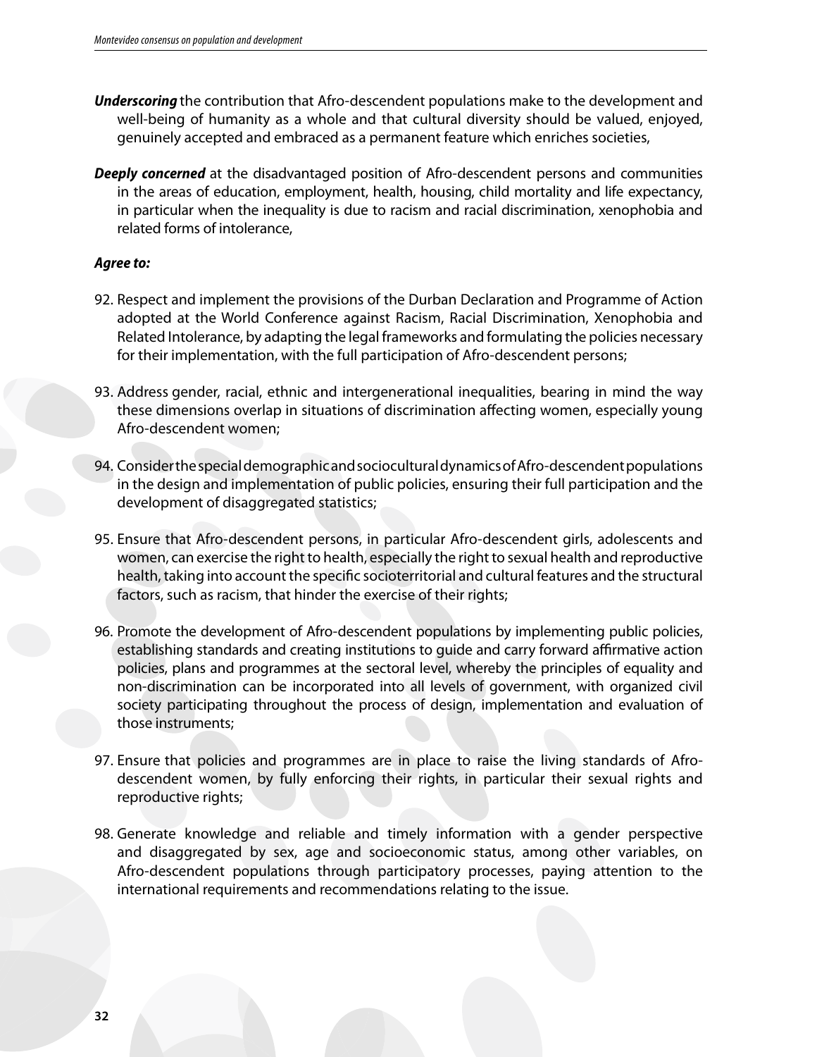***Underscoring*** the contribution that Afro-descendent populations make to the development and well-being of humanity as a whole and that cultural diversity should be valued, enjoyed, genuinely accepted and embraced as a permanent feature which enriches societies,

***Deeply concerned*** at the disadvantaged position of Afro-descendent persons and communities in the areas of education, employment, health, housing, child mortality and life expectancy, in particular when the inequality is due to racism and racial discrimination, xenophobia and related forms of intolerance,

***Agree to:***

92. Respect and implement the provisions of the Durban Declaration and Programme of Action adopted at the World Conference against Racism, Racial Discrimination, Xenophobia and Related Intolerance, by adapting the legal frameworks and formulating the policies necessary for their implementation, with the full participation of Afro-descendent persons;

93. Address gender, racial, ethnic and intergenerational inequalities, bearing in mind the way these dimensions overlap in situations of discrimination affecting women, especially young Afro-descendent women;

94. Consider the special demographic and sociocultural dynamics of Afro-descendent populations in the design and implementation of public policies, ensuring their full participation and the development of disaggregated statistics;

95. Ensure that Afro-descendent persons, in particular Afro-descendent girls, adolescents and women, can exercise the right to health, especially the right to sexual health and reproductive health, taking into account the specific socioterritorial and cultural features and the structural factors, such as racism, that hinder the exercise of their rights;

96. Promote the development of Afro-descendent populations by implementing public policies, establishing standards and creating institutions to guide and carry forward affirmative action policies, plans and programmes at the sectoral level, whereby the principles of equality and non-discrimination can be incorporated into all levels of government, with organized civil society participating throughout the process of design, implementation and evaluation of those instruments;

97. Ensure that policies and programmes are in place to raise the living standards of Afro-descendent women, by fully enforcing their rights, in particular their sexual rights and reproductive rights;

98. Generate knowledge and reliable and timely information with a gender perspective and disaggregated by sex, age and socioeconomic status, among other variables, on Afro-descendent populations through participatory processes, paying attention to the international requirements and recommendations relating to the issue.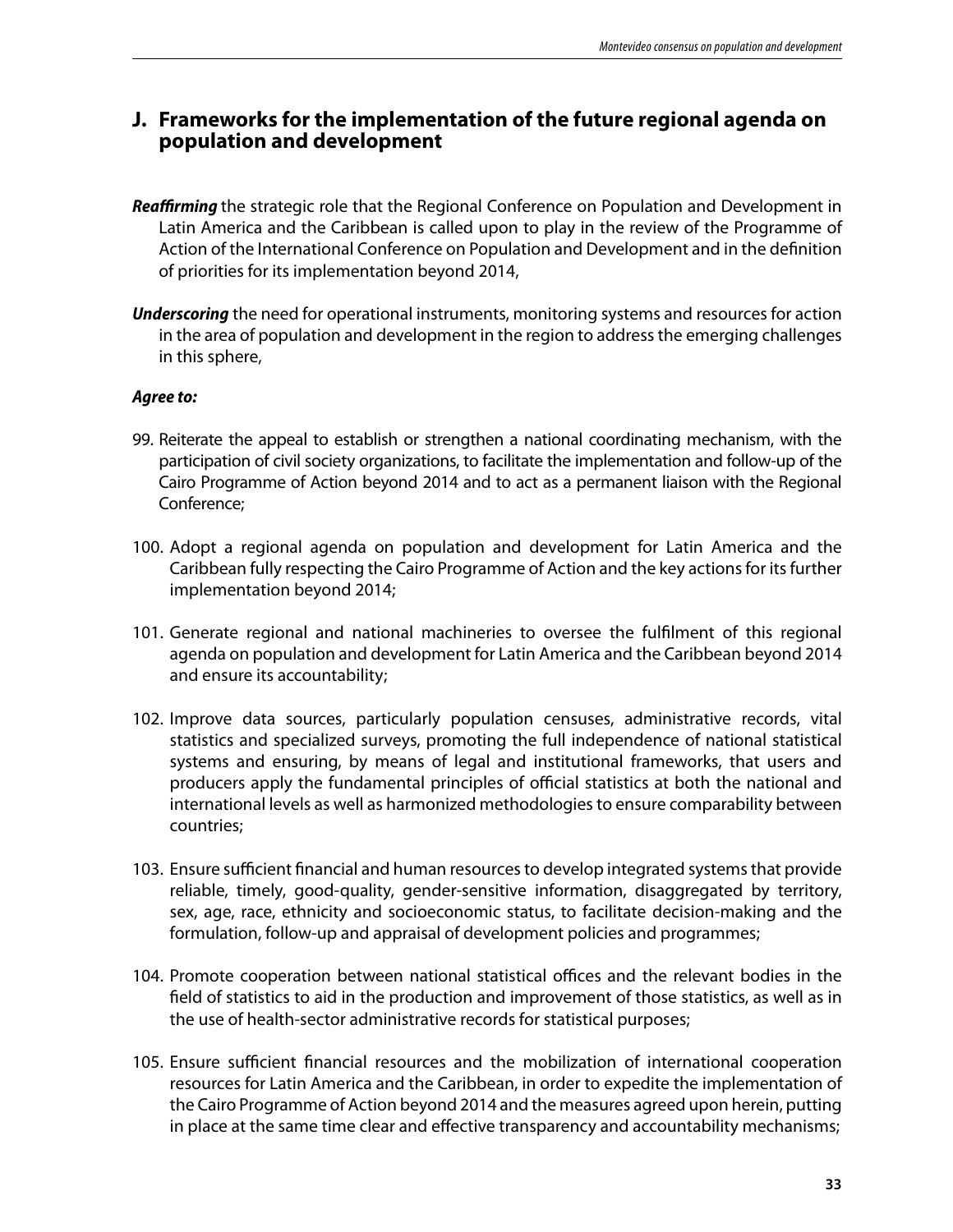## J. Frameworks for the implementation of the future regional agenda on population and development

***Reaffirming*** the strategic role that the Regional Conference on Population and Development in Latin America and the Caribbean is called upon to play in the review of the Programme of Action of the International Conference on Population and Development and in the definition of priorities for its implementation beyond 2014,

***Underscoring*** the need for operational instruments, monitoring systems and resources for action in the area of population and development in the region to address the emerging challenges in this sphere,

***Agree to:***

99. Reiterate the appeal to establish or strengthen a national coordinating mechanism, with the participation of civil society organizations, to facilitate the implementation and follow-up of the Cairo Programme of Action beyond 2014 and to act as a permanent liaison with the Regional Conference;

100. Adopt a regional agenda on population and development for Latin America and the Caribbean fully respecting the Cairo Programme of Action and the key actions for its further implementation beyond 2014;

101. Generate regional and national machineries to oversee the fulfilment of this regional agenda on population and development for Latin America and the Caribbean beyond 2014 and ensure its accountability;

102. Improve data sources, particularly population censuses, administrative records, vital statistics and specialized surveys, promoting the full independence of national statistical systems and ensuring, by means of legal and institutional frameworks, that users and producers apply the fundamental principles of official statistics at both the national and international levels as well as harmonized methodologies to ensure comparability between countries;

103. Ensure sufficient financial and human resources to develop integrated systems that provide reliable, timely, good-quality, gender-sensitive information, disaggregated by territory, sex, age, race, ethnicity and socioeconomic status, to facilitate decision-making and the formulation, follow-up and appraisal of development policies and programmes;

104. Promote cooperation between national statistical offices and the relevant bodies in the field of statistics to aid in the production and improvement of those statistics, as well as in the use of health-sector administrative records for statistical purposes;

105. Ensure sufficient financial resources and the mobilization of international cooperation resources for Latin America and the Caribbean, in order to expedite the implementation of the Cairo Programme of Action beyond 2014 and the measures agreed upon herein, putting in place at the same time clear and effective transparency and accountability mechanisms;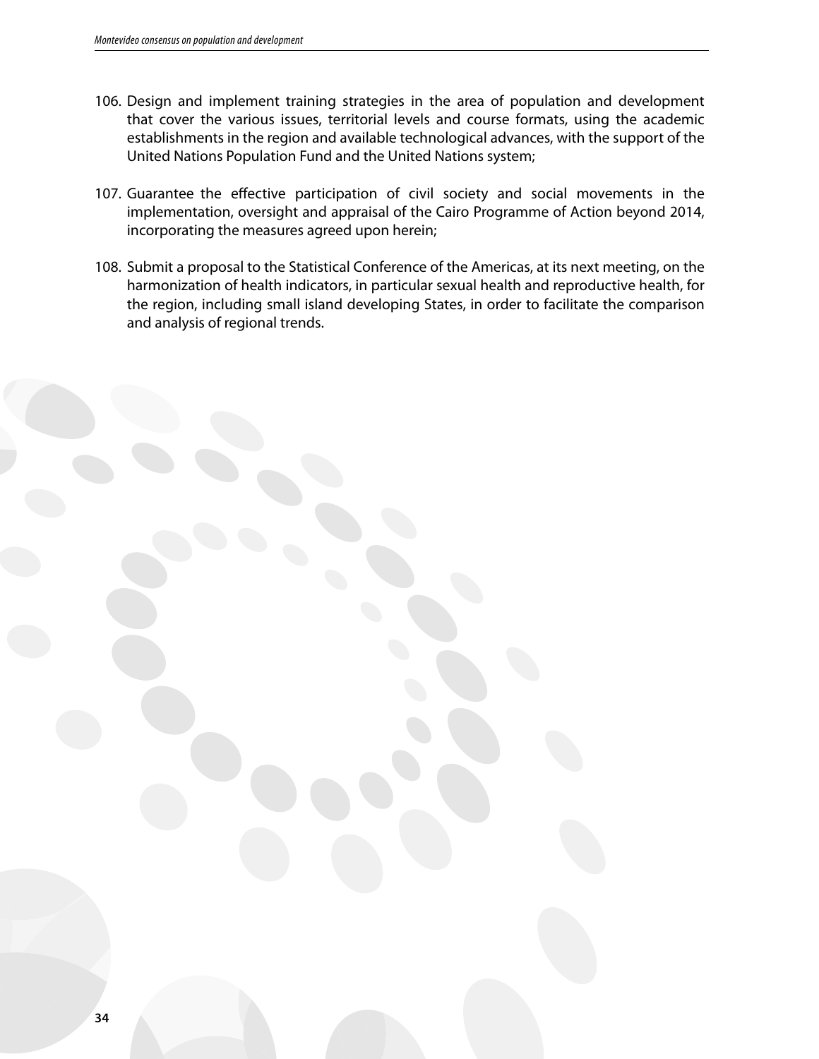106. Design and implement training strategies in the area of population and development that cover the various issues, territorial levels and course formats, using the academic establishments in the region and available technological advances, with the support of the United Nations Population Fund and the United Nations system;

107. Guarantee the effective participation of civil society and social movements in the implementation, oversight and appraisal of the Cairo Programme of Action beyond 2014, incorporating the measures agreed upon herein;

108. Submit a proposal to the Statistical Conference of the Americas, at its next meeting, on the harmonization of health indicators, in particular sexual health and reproductive health, for the region, including small island developing States, in order to facilitate the comparison and analysis of regional trends.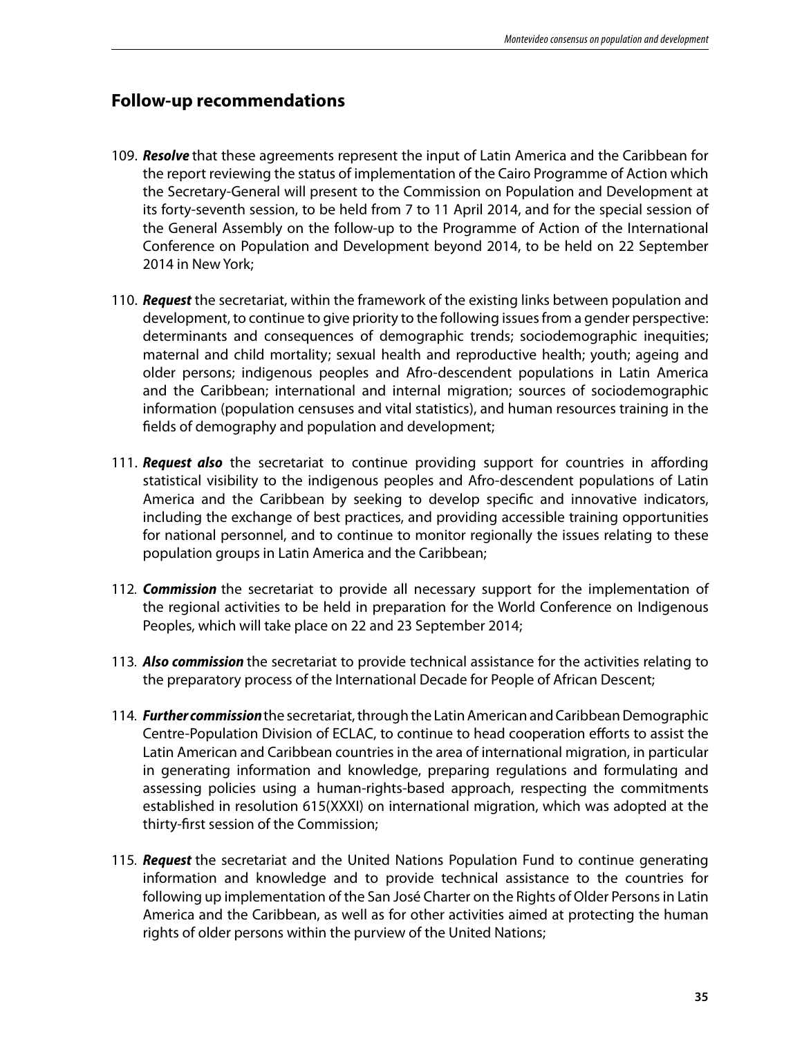## Follow-up recommendations

109. ***Resolve*** that these agreements represent the input of Latin America and the Caribbean for the report reviewing the status of implementation of the Cairo Programme of Action which the Secretary-General will present to the Commission on Population and Development at its forty-seventh session, to be held from 7 to 11 April 2014, and for the special session of the General Assembly on the follow-up to the Programme of Action of the International Conference on Population and Development beyond 2014, to be held on 22 September 2014 in New York;

110. ***Request*** the secretariat, within the framework of the existing links between population and development, to continue to give priority to the following issues from a gender perspective: determinants and consequences of demographic trends; sociodemographic inequities; maternal and child mortality; sexual health and reproductive health; youth; ageing and older persons; indigenous peoples and Afro-descendent populations in Latin America and the Caribbean; international and internal migration; sources of sociodemographic information (population censuses and vital statistics), and human resources training in the fields of demography and population and development;

111. ***Request also*** the secretariat to continue providing support for countries in affording statistical visibility to the indigenous peoples and Afro-descendent populations of Latin America and the Caribbean by seeking to develop specific and innovative indicators, including the exchange of best practices, and providing accessible training opportunities for national personnel, and to continue to monitor regionally the issues relating to these population groups in Latin America and the Caribbean;

112. ***Commission*** the secretariat to provide all necessary support for the implementation of the regional activities to be held in preparation for the World Conference on Indigenous Peoples, which will take place on 22 and 23 September 2014;

113. ***Also commission*** the secretariat to provide technical assistance for the activities relating to the preparatory process of the International Decade for People of African Descent;

114. ***Further commission*** the secretariat, through the Latin American and Caribbean Demographic Centre-Population Division of ECLAC, to continue to head cooperation efforts to assist the Latin American and Caribbean countries in the area of international migration, in particular in generating information and knowledge, preparing regulations and formulating and assessing policies using a human-rights-based approach, respecting the commitments established in resolution 615(XXXI) on international migration, which was adopted at the thirty-first session of the Commission;

115. ***Request*** the secretariat and the United Nations Population Fund to continue generating information and knowledge and to provide technical assistance to the countries for following up implementation of the San José Charter on the Rights of Older Persons in Latin America and the Caribbean, as well as for other activities aimed at protecting the human rights of older persons within the purview of the United Nations;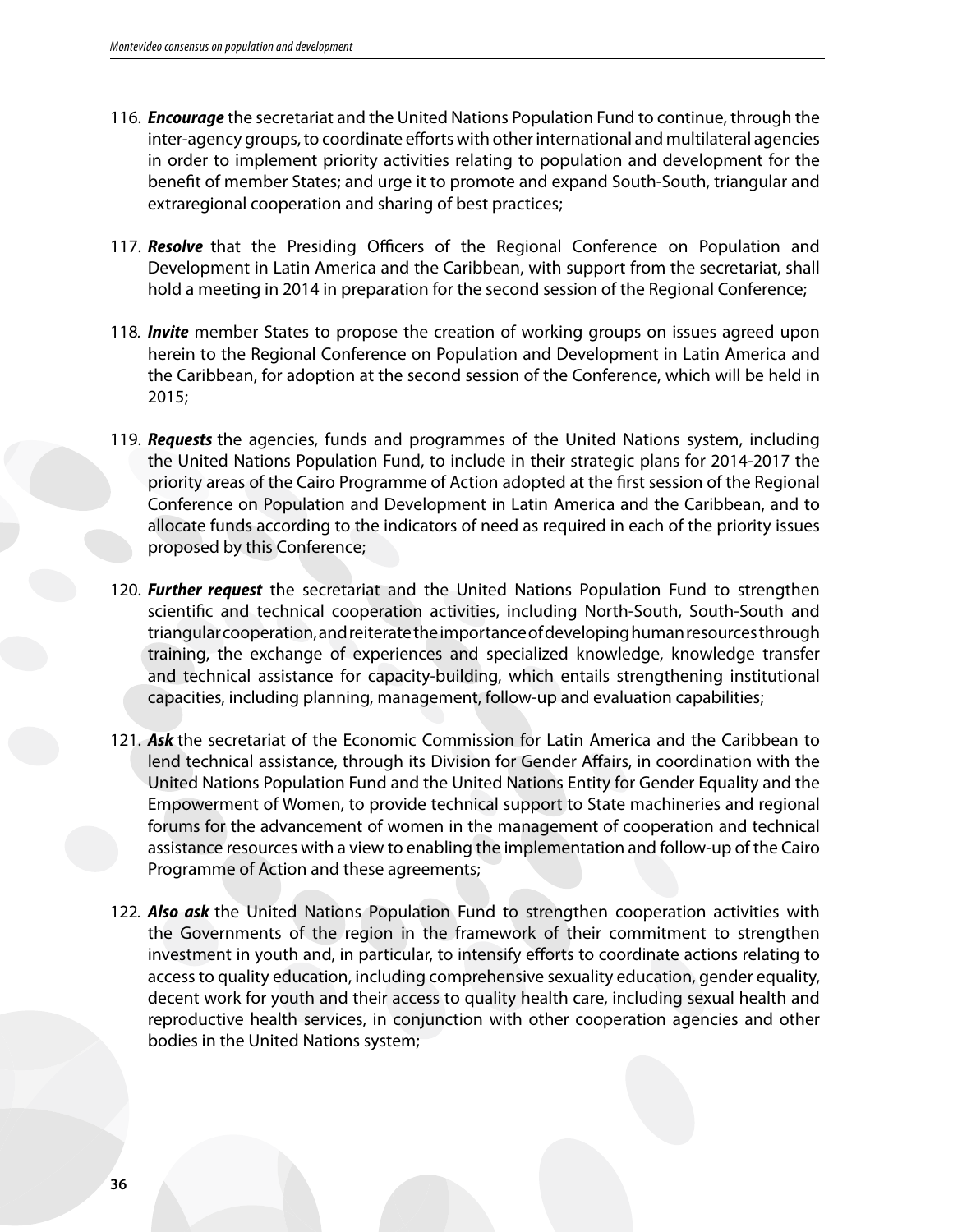116. ***Encourage*** the secretariat and the United Nations Population Fund to continue, through the inter-agency groups, to coordinate efforts with other international and multilateral agencies in order to implement priority activities relating to population and development for the benefit of member States; and urge it to promote and expand South-South, triangular and extraregional cooperation and sharing of best practices;

117. ***Resolve*** that the Presiding Officers of the Regional Conference on Population and Development in Latin America and the Caribbean, with support from the secretariat, shall hold a meeting in 2014 in preparation for the second session of the Regional Conference;

118. ***Invite*** member States to propose the creation of working groups on issues agreed upon herein to the Regional Conference on Population and Development in Latin America and the Caribbean, for adoption at the second session of the Conference, which will be held in 2015;

119. ***Requests*** the agencies, funds and programmes of the United Nations system, including the United Nations Population Fund, to include in their strategic plans for 2014-2017 the priority areas of the Cairo Programme of Action adopted at the first session of the Regional Conference on Population and Development in Latin America and the Caribbean, and to allocate funds according to the indicators of need as required in each of the priority issues proposed by this Conference;

120. ***Further request*** the secretariat and the United Nations Population Fund to strengthen scientific and technical cooperation activities, including North-South, South-South and triangular cooperation, and reiterate the importance of developing human resources through training, the exchange of experiences and specialized knowledge, knowledge transfer and technical assistance for capacity-building, which entails strengthening institutional capacities, including planning, management, follow-up and evaluation capabilities;

121. ***Ask*** the secretariat of the Economic Commission for Latin America and the Caribbean to lend technical assistance, through its Division for Gender Affairs, in coordination with the United Nations Population Fund and the United Nations Entity for Gender Equality and the Empowerment of Women, to provide technical support to State machineries and regional forums for the advancement of women in the management of cooperation and technical assistance resources with a view to enabling the implementation and follow-up of the Cairo Programme of Action and these agreements;

122. ***Also ask*** the United Nations Population Fund to strengthen cooperation activities with the Governments of the region in the framework of their commitment to strengthen investment in youth and, in particular, to intensify efforts to coordinate actions relating to access to quality education, including comprehensive sexuality education, gender equality, decent work for youth and their access to quality health care, including sexual health and reproductive health services, in conjunction with other cooperation agencies and other bodies in the United Nations system;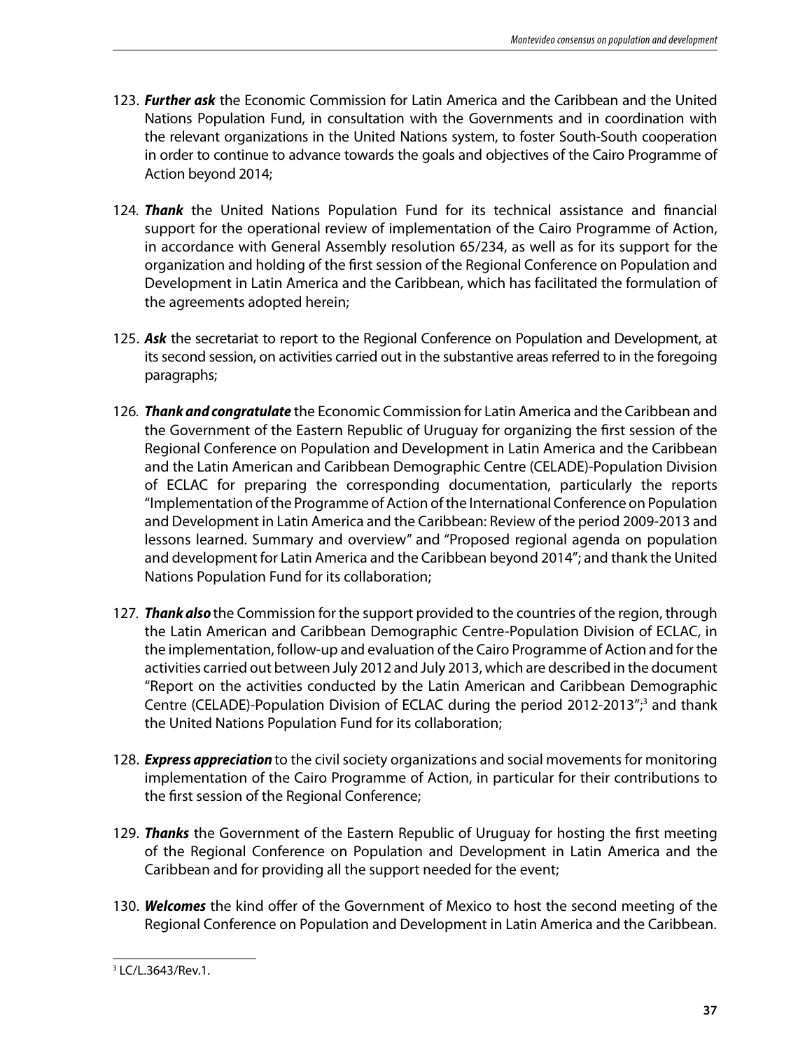123. ***Further ask*** the Economic Commission for Latin America and the Caribbean and the United Nations Population Fund, in consultation with the Governments and in coordination with the relevant organizations in the United Nations system, to foster South-South cooperation in order to continue to advance towards the goals and objectives of the Cairo Programme of Action beyond 2014;

124. ***Thank*** the United Nations Population Fund for its technical assistance and financial support for the operational review of implementation of the Cairo Programme of Action, in accordance with General Assembly resolution 65/234, as well as for its support for the organization and holding of the first session of the Regional Conference on Population and Development in Latin America and the Caribbean, which has facilitated the formulation of the agreements adopted herein;

125. ***Ask*** the secretariat to report to the Regional Conference on Population and Development, at its second session, on activities carried out in the substantive areas referred to in the foregoing paragraphs;

126. ***Thank and congratulate*** the Economic Commission for Latin America and the Caribbean and the Government of the Eastern Republic of Uruguay for organizing the first session of the Regional Conference on Population and Development in Latin America and the Caribbean and the Latin American and Caribbean Demographic Centre (CELADE)-Population Division of ECLAC for preparing the corresponding documentation, particularly the reports "Implementation of the Programme of Action of the International Conference on Population and Development in Latin America and the Caribbean: Review of the period 2009-2013 and lessons learned. Summary and overview" and "Proposed regional agenda on population and development for Latin America and the Caribbean beyond 2014"; and thank the United Nations Population Fund for its collaboration;

127. ***Thank also*** the Commission for the support provided to the countries of the region, through the Latin American and Caribbean Demographic Centre-Population Division of ECLAC, in the implementation, follow-up and evaluation of the Cairo Programme of Action and for the activities carried out between July 2012 and July 2013, which are described in the document "Report on the activities conducted by the Latin American and Caribbean Demographic Centre (CELADE)-Population Division of ECLAC during the period 2012-2013";[3] and thank the United Nations Population Fund for its collaboration;

128. ***Express appreciation*** to the civil society organizations and social movements for monitoring implementation of the Cairo Programme of Action, in particular for their contributions to the first session of the Regional Conference;

129. ***Thanks*** the Government of the Eastern Republic of Uruguay for hosting the first meeting of the Regional Conference on Population and Development in Latin America and the Caribbean and for providing all the support needed for the event;

130. ***Welcomes*** the kind offer of the Government of Mexico to host the second meeting of the Regional Conference on Population and Development in Latin America and the Caribbean.

---

[3] LC/L.3643/Rev.1.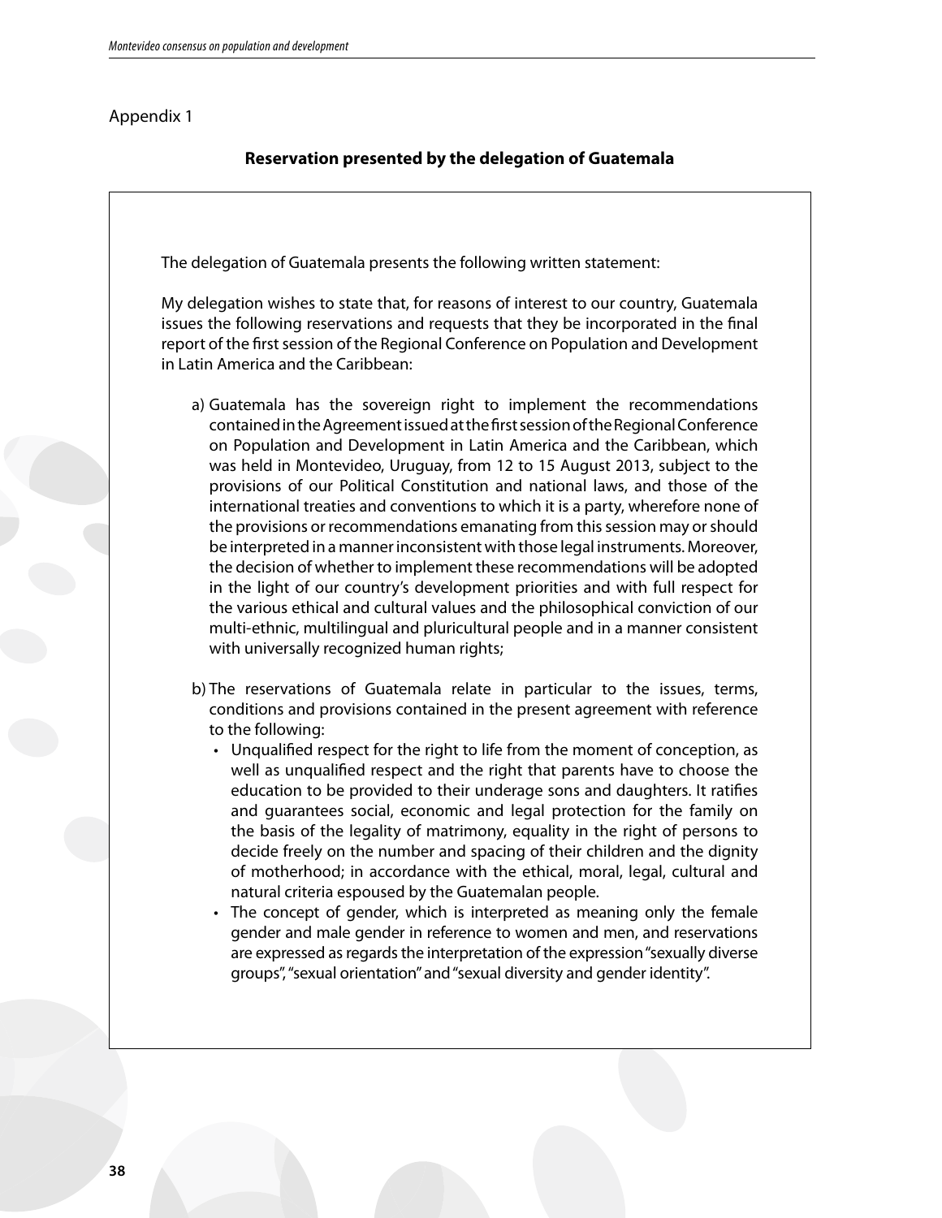Appendix 1

**Reservation presented by the delegation of Guatemala**

The delegation of Guatemala presents the following written statement:

My delegation wishes to state that, for reasons of interest to our country, Guatemala issues the following reservations and requests that they be incorporated in the final report of the first session of the Regional Conference on Population and Development in Latin America and the Caribbean:

a) Guatemala has the sovereign right to implement the recommendations contained in the Agreement issued at the first session of the Regional Conference on Population and Development in Latin America and the Caribbean, which was held in Montevideo, Uruguay, from 12 to 15 August 2013, subject to the provisions of our Political Constitution and national laws, and those of the international treaties and conventions to which it is a party, wherefore none of the provisions or recommendations emanating from this session may or should be interpreted in a manner inconsistent with those legal instruments. Moreover, the decision of whether to implement these recommendations will be adopted in the light of our country's development priorities and with full respect for the various ethical and cultural values and the philosophical conviction of our multi-ethnic, multilingual and pluricultural people and in a manner consistent with universally recognized human rights;

b) The reservations of Guatemala relate in particular to the issues, terms, conditions and provisions contained in the present agreement with reference to the following:
   - Unqualified respect for the right to life from the moment of conception, as well as unqualified respect and the right that parents have to choose the education to be provided to their underage sons and daughters. It ratifies and guarantees social, economic and legal protection for the family on the basis of the legality of matrimony, equality in the right of persons to decide freely on the number and spacing of their children and the dignity of motherhood; in accordance with the ethical, moral, legal, cultural and natural criteria espoused by the Guatemalan people.
   - The concept of gender, which is interpreted as meaning only the female gender and male gender in reference to women and men, and reservations are expressed as regards the interpretation of the expression "sexually diverse groups", "sexual orientation" and "sexual diversity and gender identity".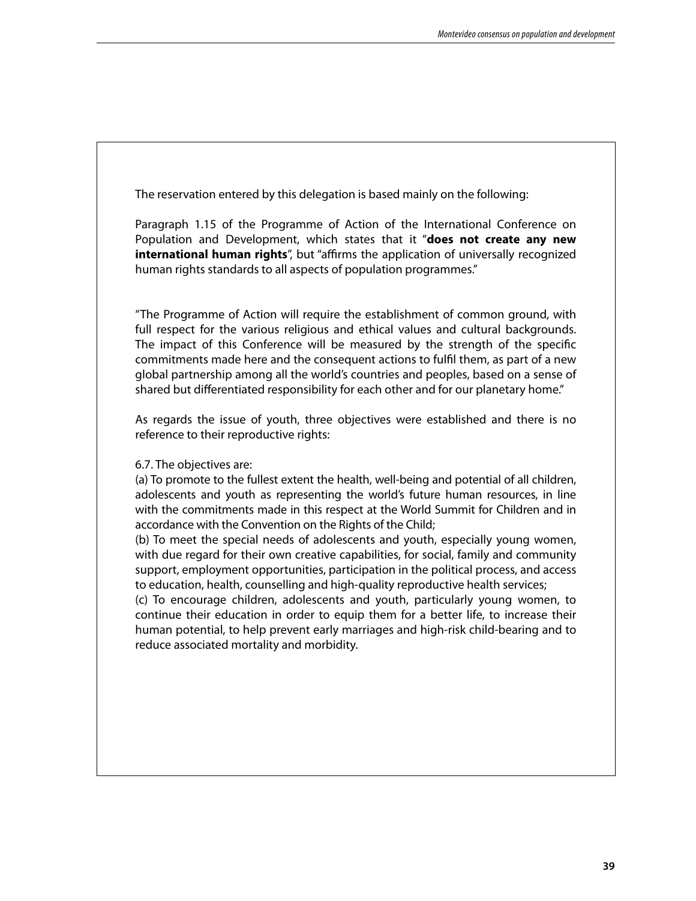The reservation entered by this delegation is based mainly on the following:

Paragraph 1.15 of the Programme of Action of the International Conference on Population and Development, which states that it "**does not create any new international human rights**", but "affirms the application of universally recognized human rights standards to all aspects of population programmes."

"The Programme of Action will require the establishment of common ground, with full respect for the various religious and ethical values and cultural backgrounds. The impact of this Conference will be measured by the strength of the specific commitments made here and the consequent actions to fulfil them, as part of a new global partnership among all the world's countries and peoples, based on a sense of shared but differentiated responsibility for each other and for our planetary home."

As regards the issue of youth, three objectives were established and there is no reference to their reproductive rights:

6.7. The objectives are:
(a) To promote to the fullest extent the health, well-being and potential of all children, adolescents and youth as representing the world's future human resources, in line with the commitments made in this respect at the World Summit for Children and in accordance with the Convention on the Rights of the Child;
(b) To meet the special needs of adolescents and youth, especially young women, with due regard for their own creative capabilities, for social, family and community support, employment opportunities, participation in the political process, and access to education, health, counselling and high-quality reproductive health services;
(c) To encourage children, adolescents and youth, particularly young women, to continue their education in order to equip them for a better life, to increase their human potential, to help prevent early marriages and high-risk child-bearing and to reduce associated mortality and morbidity.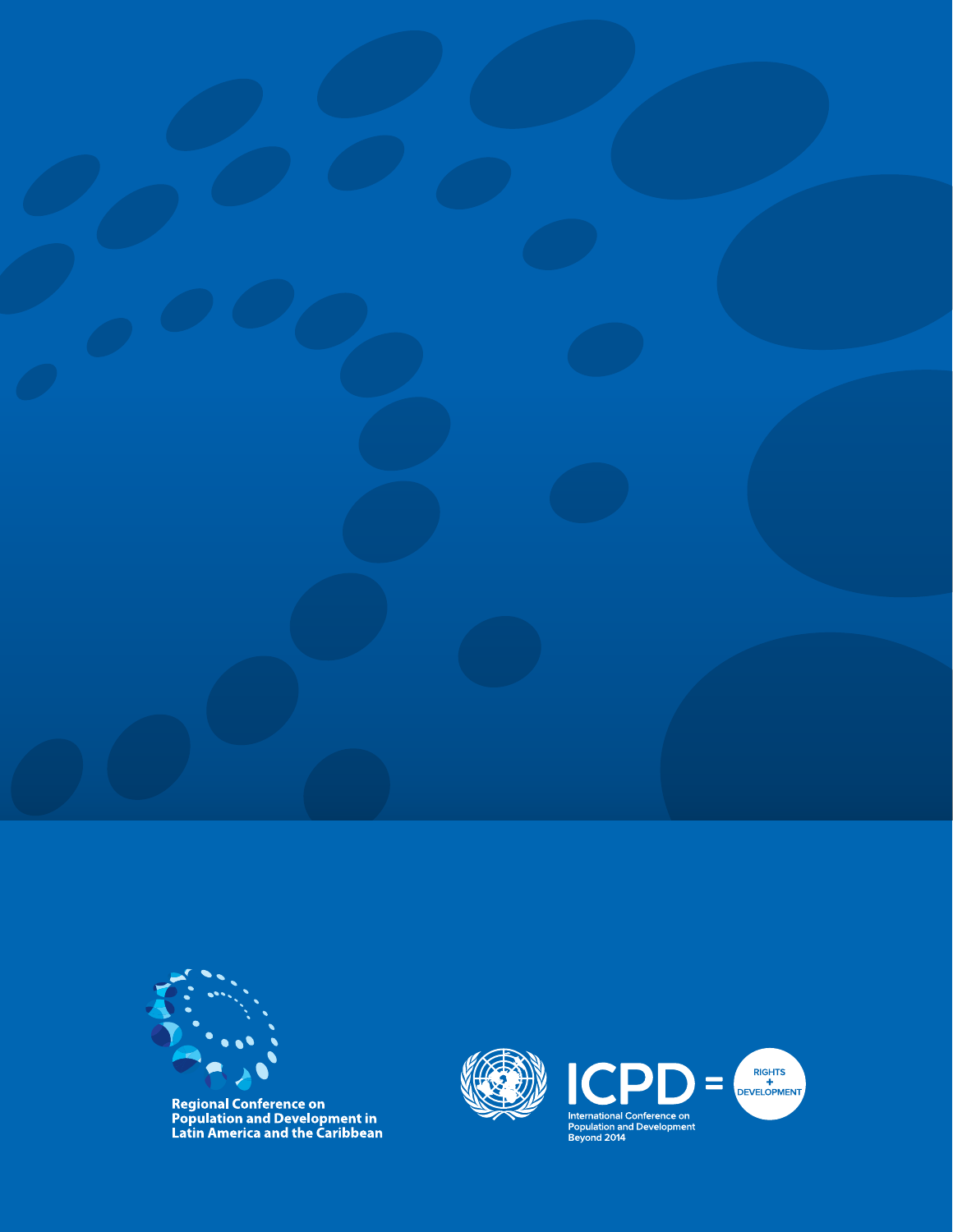Regional Conference on
Population and Development in
Latin America and the Caribbean

ICPD = RIGHTS + DEVELOPMENT

International Conference on
Population and Development
Beyond 2014